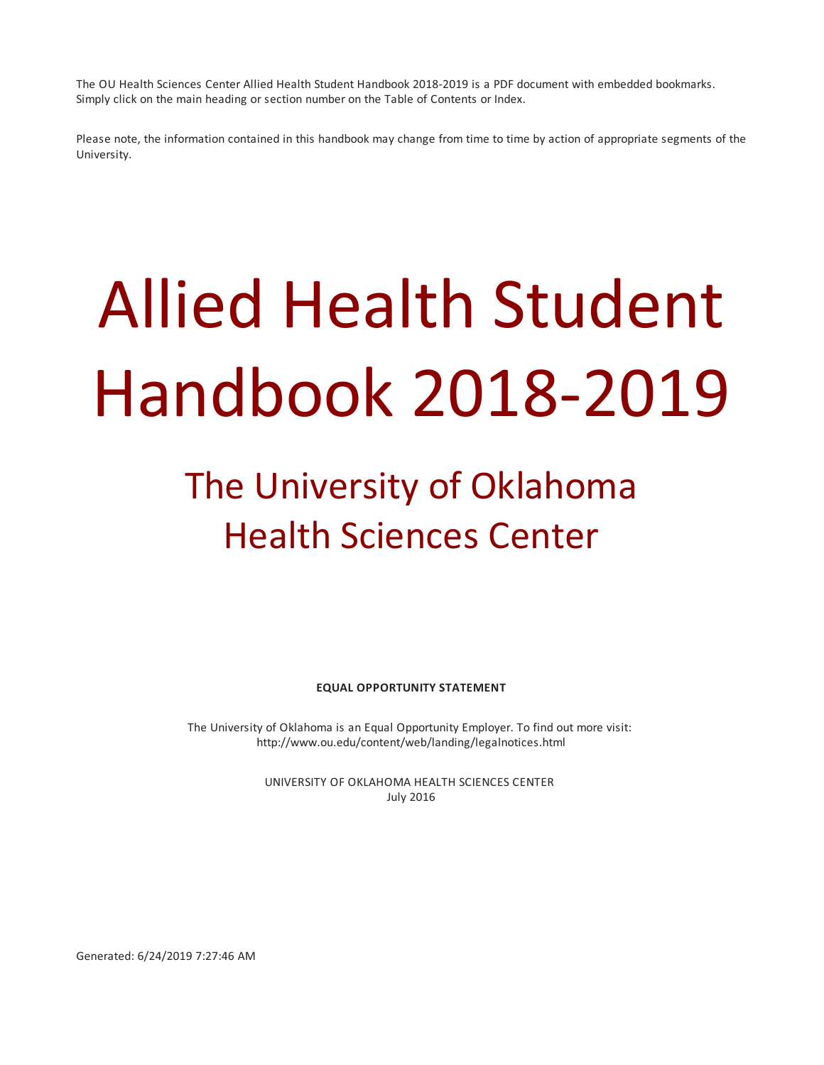The OU Health Sciences Center Allied Health Student Handbook 2018-2019 is a PDF document with embedded bookmarks. Simply click on the main heading or section number on the Table of Contents or Index.

Please note, the information contained in this handbook may change from time to time by action of appropriate segments of the University.

# Allied Health Student Handbook 2018-2019

## The University of Oklahoma Health Sciences Center

**EQUAL OPPORTUNITY STATEMENT**

The University of Oklahoma is an Equal Opportunity Employer. To find out more visit: http://www.ou.edu/content/web/landing/legalnotices.html

UNIVERSITY OF OKLAHOMA HEALTH SCIENCES CENTER
July 2016

Generated: 6/24/2019 7:27:46 AM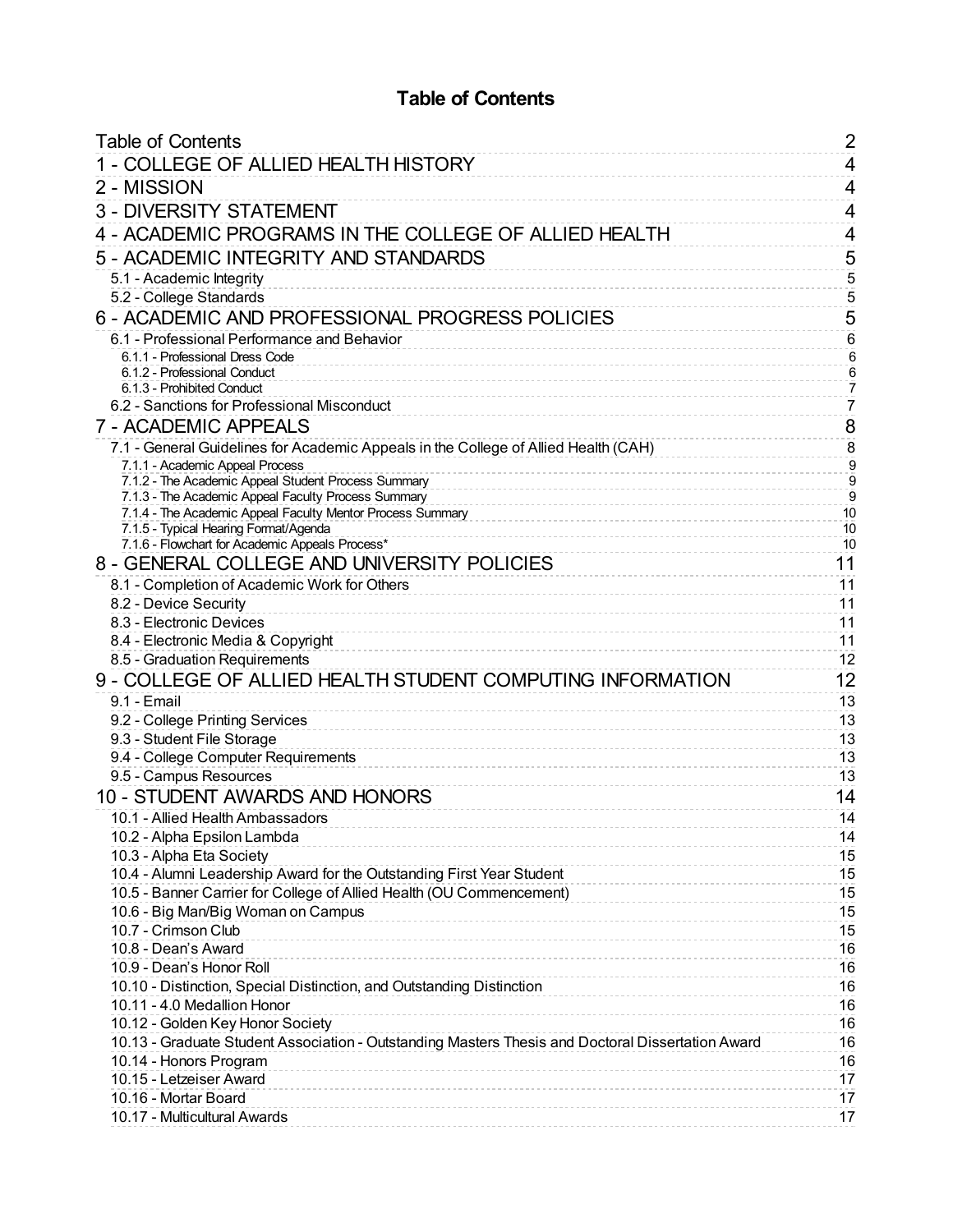# Table of Contents

| | |
|---|---|
| Table of Contents | 2 |
| 1 - COLLEGE OF ALLIED HEALTH HISTORY | 4 |
| 2 - MISSION | 4 |
| 3 - DIVERSITY STATEMENT | 4 |
| 4 - ACADEMIC PROGRAMS IN THE COLLEGE OF ALLIED HEALTH | 4 |
| 5 - ACADEMIC INTEGRITY AND STANDARDS | 5 |
| 5.1 - Academic Integrity | 5 |
| 5.2 - College Standards | 5 |
| 6 - ACADEMIC AND PROFESSIONAL PROGRESS POLICIES | 5 |
| 6.1 - Professional Performance and Behavior | 6 |
| 6.1.1 - Professional Dress Code | 6 |
| 6.1.2 - Professional Conduct | 6 |
| 6.1.3 - Prohibited Conduct | 7 |
| 6.2 - Sanctions for Professional Misconduct | 7 |
| 7 - ACADEMIC APPEALS | 8 |
| 7.1 - General Guidelines for Academic Appeals in the College of Allied Health (CAH) | 8 |
| 7.1.1 - Academic Appeal Process | 9 |
| 7.1.2 - The Academic Appeal Student Process Summary | 9 |
| 7.1.3 - The Academic Appeal Faculty Process Summary | 9 |
| 7.1.4 - The Academic Appeal Faculty Mentor Process Summary | 10 |
| 7.1.5 - Typical Hearing Format/Agenda | 10 |
| 7.1.6 - Flowchart for Academic Appeals Process* | 10 |
| 8 - GENERAL COLLEGE AND UNIVERSITY POLICIES | 11 |
| 8.1 - Completion of Academic Work for Others | 11 |
| 8.2 - Device Security | 11 |
| 8.3 - Electronic Devices | 11 |
| 8.4 - Electronic Media & Copyright | 11 |
| 8.5 - Graduation Requirements | 12 |
| 9 - COLLEGE OF ALLIED HEALTH STUDENT COMPUTING INFORMATION | 12 |
| 9.1 - Email | 13 |
| 9.2 - College Printing Services | 13 |
| 9.3 - Student File Storage | 13 |
| 9.4 - College Computer Requirements | 13 |
| 9.5 - Campus Resources | 13 |
| 10 - STUDENT AWARDS AND HONORS | 14 |
| 10.1 - Allied Health Ambassadors | 14 |
| 10.2 - Alpha Epsilon Lambda | 14 |
| 10.3 - Alpha Eta Society | 15 |
| 10.4 - Alumni Leadership Award for the Outstanding First Year Student | 15 |
| 10.5 - Banner Carrier for College of Allied Health (OU Commencement) | 15 |
| 10.6 - Big Man/Big Woman on Campus | 15 |
| 10.7 - Crimson Club | 15 |
| 10.8 - Dean's Award | 16 |
| 10.9 - Dean's Honor Roll | 16 |
| 10.10 - Distinction, Special Distinction, and Outstanding Distinction | 16 |
| 10.11 - 4.0 Medallion Honor | 16 |
| 10.12 - Golden Key Honor Society | 16 |
| 10.13 - Graduate Student Association - Outstanding Masters Thesis and Doctoral Dissertation Award | 16 |
| 10.14 - Honors Program | 16 |
| 10.15 - Letzeiser Award | 17 |
| 10.16 - Mortar Board | 17 |
| 10.17 - Multicultural Awards | 17 |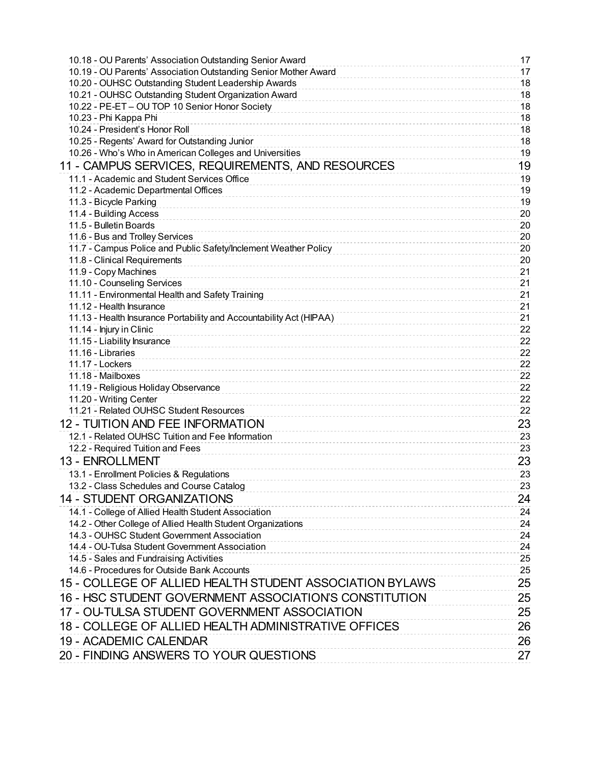10.18 - OU Parents' Association Outstanding Senior Award 17
10.19 - OU Parents' Association Outstanding Senior Mother Award 17
10.20 - OUHSC Outstanding Student Leadership Awards 18
10.21 - OUHSC Outstanding Student Organization Award 18
10.22 - PE-ET – OU TOP 10 Senior Honor Society 18
10.23 - Phi Kappa Phi 18
10.24 - President's Honor Roll 18
10.25 - Regents' Award for Outstanding Junior 18
10.26 - Who's Who in American Colleges and Universities 19

11 - CAMPUS SERVICES, REQUIREMENTS, AND RESOURCES 19

11.1 - Academic and Student Services Office 19
11.2 - Academic Departmental Offices 19
11.3 - Bicycle Parking 19
11.4 - Building Access 20
11.5 - Bulletin Boards 20
11.6 - Bus and Trolley Services 20
11.7 - Campus Police and Public Safety/Inclement Weather Policy 20
11.8 - Clinical Requirements 20
11.9 - Copy Machines 21
11.10 - Counseling Services 21
11.11 - Environmental Health and Safety Training 21
11.12 - Health Insurance 21
11.13 - Health Insurance Portability and Accountability Act (HIPAA) 21
11.14 - Injury in Clinic 22
11.15 - Liability Insurance 22
11.16 - Libraries 22
11.17 - Lockers 22
11.18 - Mailboxes 22
11.19 - Religious Holiday Observance 22
11.20 - Writing Center 22
11.21 - Related OUHSC Student Resources 22

12 - TUITION AND FEE INFORMATION 23

12.1 - Related OUHSC Tuition and Fee Information 23
12.2 - Required Tuition and Fees 23

13 - ENROLLMENT 23

13.1 - Enrollment Policies & Regulations 23
13.2 - Class Schedules and Course Catalog 23

14 - STUDENT ORGANIZATIONS 24

14.1 - College of Allied Health Student Association 24
14.2 - Other College of Allied Health Student Organizations 24
14.3 - OUHSC Student Government Association 24
14.4 - OU-Tulsa Student Government Association 24
14.5 - Sales and Fundraising Activities 25
14.6 - Procedures for Outside Bank Accounts 25

15 - COLLEGE OF ALLIED HEALTH STUDENT ASSOCIATION BYLAWS 25

16 - HSC STUDENT GOVERNMENT ASSOCIATION'S CONSTITUTION 25

17 - OU-TULSA STUDENT GOVERNMENT ASSOCIATION 25

18 - COLLEGE OF ALLIED HEALTH ADMINISTRATIVE OFFICES 26

19 - ACADEMIC CALENDAR 26

20 - FINDING ANSWERS TO YOUR QUESTIONS 27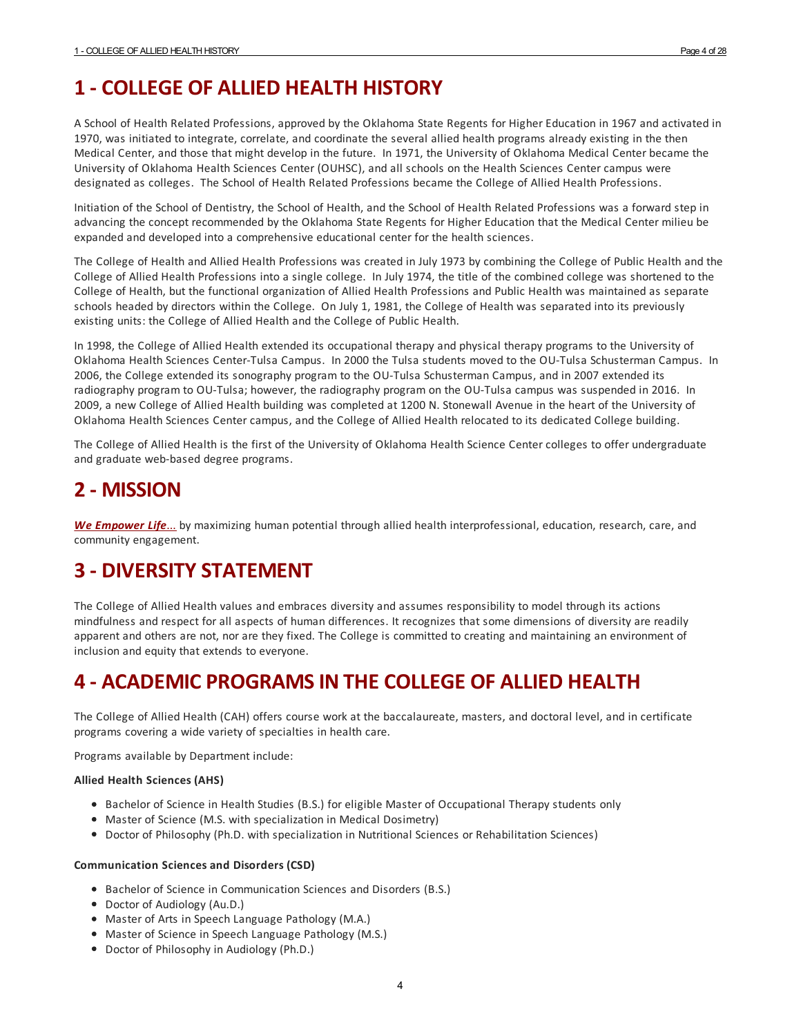# 1 - COLLEGE OF ALLIED HEALTH HISTORY

A School of Health Related Professions, approved by the Oklahoma State Regents for Higher Education in 1967 and activated in 1970, was initiated to integrate, correlate, and coordinate the several allied health programs already existing in the then Medical Center, and those that might develop in the future. In 1971, the University of Oklahoma Medical Center became the University of Oklahoma Health Sciences Center (OUHSC), and all schools on the Health Sciences Center campus were designated as colleges. The School of Health Related Professions became the College of Allied Health Professions.

Initiation of the School of Dentistry, the School of Health, and the School of Health Related Professions was a forward step in advancing the concept recommended by the Oklahoma State Regents for Higher Education that the Medical Center milieu be expanded and developed into a comprehensive educational center for the health sciences.

The College of Health and Allied Health Professions was created in July 1973 by combining the College of Public Health and the College of Allied Health Professions into a single college. In July 1974, the title of the combined college was shortened to the College of Health, but the functional organization of Allied Health Professions and Public Health was maintained as separate schools headed by directors within the College. On July 1, 1981, the College of Health was separated into its previously existing units: the College of Allied Health and the College of Public Health.

In 1998, the College of Allied Health extended its occupational therapy and physical therapy programs to the University of Oklahoma Health Sciences Center-Tulsa Campus. In 2000 the Tulsa students moved to the OU-Tulsa Schusterman Campus. In 2006, the College extended its sonography program to the OU-Tulsa Schusterman Campus, and in 2007 extended its radiography program to OU-Tulsa; however, the radiography program on the OU-Tulsa campus was suspended in 2016. In 2009, a new College of Allied Health building was completed at 1200 N. Stonewall Avenue in the heart of the University of Oklahoma Health Sciences Center campus, and the College of Allied Health relocated to its dedicated College building.

The College of Allied Health is the first of the University of Oklahoma Health Science Center colleges to offer undergraduate and graduate web-based degree programs.

# 2 - MISSION

***We Empower Life***... by maximizing human potential through allied health interprofessional, education, research, care, and community engagement.

# 3 - DIVERSITY STATEMENT

The College of Allied Health values and embraces diversity and assumes responsibility to model through its actions mindfulness and respect for all aspects of human differences. It recognizes that some dimensions of diversity are readily apparent and others are not, nor are they fixed. The College is committed to creating and maintaining an environment of inclusion and equity that extends to everyone.

# 4 - ACADEMIC PROGRAMS IN THE COLLEGE OF ALLIED HEALTH

The College of Allied Health (CAH) offers course work at the baccalaureate, masters, and doctoral level, and in certificate programs covering a wide variety of specialties in health care.

Programs available by Department include:

**Allied Health Sciences (AHS)**

- Bachelor of Science in Health Studies (B.S.) for eligible Master of Occupational Therapy students only
- Master of Science (M.S. with specialization in Medical Dosimetry)
- Doctor of Philosophy (Ph.D. with specialization in Nutritional Sciences or Rehabilitation Sciences)

**Communication Sciences and Disorders (CSD)**

- Bachelor of Science in Communication Sciences and Disorders (B.S.)
- Doctor of Audiology (Au.D.)
- Master of Arts in Speech Language Pathology (M.A.)
- Master of Science in Speech Language Pathology (M.S.)
- Doctor of Philosophy in Audiology (Ph.D.)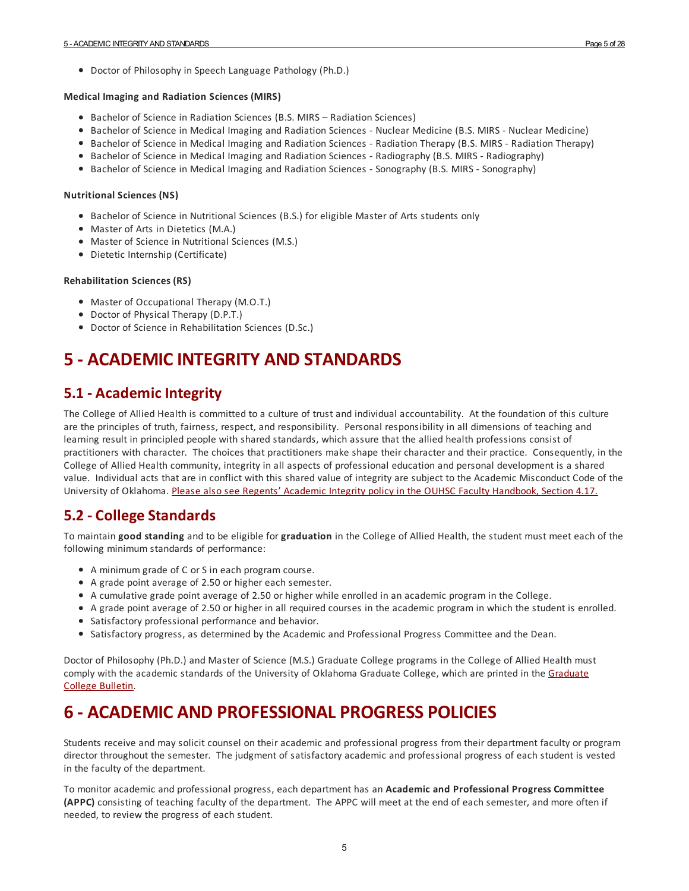- Doctor of Philosophy in Speech Language Pathology (Ph.D.)

**Medical Imaging and Radiation Sciences (MIRS)**

- Bachelor of Science in Radiation Sciences (B.S. MIRS – Radiation Sciences)
- Bachelor of Science in Medical Imaging and Radiation Sciences - Nuclear Medicine (B.S. MIRS - Nuclear Medicine)
- Bachelor of Science in Medical Imaging and Radiation Sciences - Radiation Therapy (B.S. MIRS - Radiation Therapy)
- Bachelor of Science in Medical Imaging and Radiation Sciences - Radiography (B.S. MIRS - Radiography)
- Bachelor of Science in Medical Imaging and Radiation Sciences - Sonography (B.S. MIRS - Sonography)

**Nutritional Sciences (NS)**

- Bachelor of Science in Nutritional Sciences (B.S.) for eligible Master of Arts students only
- Master of Arts in Dietetics (M.A.)
- Master of Science in Nutritional Sciences (M.S.)
- Dietetic Internship (Certificate)

**Rehabilitation Sciences (RS)**

- Master of Occupational Therapy (M.O.T.)
- Doctor of Physical Therapy (D.P.T.)
- Doctor of Science in Rehabilitation Sciences (D.Sc.)

# 5 - ACADEMIC INTEGRITY AND STANDARDS

## 5.1 - Academic Integrity

The College of Allied Health is committed to a culture of trust and individual accountability. At the foundation of this culture are the principles of truth, fairness, respect, and responsibility. Personal responsibility in all dimensions of teaching and learning result in principled people with shared standards, which assure that the allied health professions consist of practitioners with character. The choices that practitioners make shape their character and their practice. Consequently, in the College of Allied Health community, integrity in all aspects of professional education and personal development is a shared value. Individual acts that are in conflict with this shared value of integrity are subject to the Academic Misconduct Code of the University of Oklahoma. Please also see Regents' Academic Integrity policy in the OUHSC Faculty Handbook, Section 4.17.

## 5.2 - College Standards

To maintain **good standing** and to be eligible for **graduation** in the College of Allied Health, the student must meet each of the following minimum standards of performance:

- A minimum grade of C or S in each program course.
- A grade point average of 2.50 or higher each semester.
- A cumulative grade point average of 2.50 or higher while enrolled in an academic program in the College.
- A grade point average of 2.50 or higher in all required courses in the academic program in which the student is enrolled.
- Satisfactory professional performance and behavior.
- Satisfactory progress, as determined by the Academic and Professional Progress Committee and the Dean.

Doctor of Philosophy (Ph.D.) and Master of Science (M.S.) Graduate College programs in the College of Allied Health must comply with the academic standards of the University of Oklahoma Graduate College, which are printed in the Graduate College Bulletin.

# 6 - ACADEMIC AND PROFESSIONAL PROGRESS POLICIES

Students receive and may solicit counsel on their academic and professional progress from their department faculty or program director throughout the semester. The judgment of satisfactory academic and professional progress of each student is vested in the faculty of the department.

To monitor academic and professional progress, each department has an **Academic and Professional Progress Committee (APPC)** consisting of teaching faculty of the department. The APPC will meet at the end of each semester, and more often if needed, to review the progress of each student.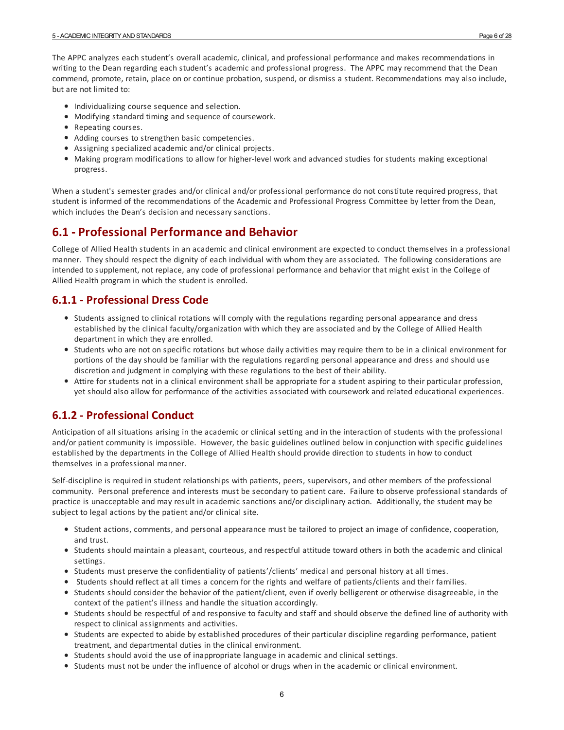The APPC analyzes each student's overall academic, clinical, and professional performance and makes recommendations in writing to the Dean regarding each student's academic and professional progress. The APPC may recommend that the Dean commend, promote, retain, place on or continue probation, suspend, or dismiss a student. Recommendations may also include, but are not limited to:

- Individualizing course sequence and selection.
- Modifying standard timing and sequence of coursework.
- Repeating courses.
- Adding courses to strengthen basic competencies.
- Assigning specialized academic and/or clinical projects.
- Making program modifications to allow for higher-level work and advanced studies for students making exceptional progress.

When a student's semester grades and/or clinical and/or professional performance do not constitute required progress, that student is informed of the recommendations of the Academic and Professional Progress Committee by letter from the Dean, which includes the Dean's decision and necessary sanctions.

## 6.1 - Professional Performance and Behavior

College of Allied Health students in an academic and clinical environment are expected to conduct themselves in a professional manner. They should respect the dignity of each individual with whom they are associated. The following considerations are intended to supplement, not replace, any code of professional performance and behavior that might exist in the College of Allied Health program in which the student is enrolled.

### 6.1.1 - Professional Dress Code

- Students assigned to clinical rotations will comply with the regulations regarding personal appearance and dress established by the clinical faculty/organization with which they are associated and by the College of Allied Health department in which they are enrolled.
- Students who are not on specific rotations but whose daily activities may require them to be in a clinical environment for portions of the day should be familiar with the regulations regarding personal appearance and dress and should use discretion and judgment in complying with these regulations to the best of their ability.
- Attire for students not in a clinical environment shall be appropriate for a student aspiring to their particular profession, yet should also allow for performance of the activities associated with coursework and related educational experiences.

### 6.1.2 - Professional Conduct

Anticipation of all situations arising in the academic or clinical setting and in the interaction of students with the professional and/or patient community is impossible. However, the basic guidelines outlined below in conjunction with specific guidelines established by the departments in the College of Allied Health should provide direction to students in how to conduct themselves in a professional manner.

Self-discipline is required in student relationships with patients, peers, supervisors, and other members of the professional community. Personal preference and interests must be secondary to patient care. Failure to observe professional standards of practice is unacceptable and may result in academic sanctions and/or disciplinary action. Additionally, the student may be subject to legal actions by the patient and/or clinical site.

- Student actions, comments, and personal appearance must be tailored to project an image of confidence, cooperation, and trust.
- Students should maintain a pleasant, courteous, and respectful attitude toward others in both the academic and clinical settings.
- Students must preserve the confidentiality of patients'/clients' medical and personal history at all times.
- Students should reflect at all times a concern for the rights and welfare of patients/clients and their families.
- Students should consider the behavior of the patient/client, even if overly belligerent or otherwise disagreeable, in the context of the patient's illness and handle the situation accordingly.
- Students should be respectful of and responsive to faculty and staff and should observe the defined line of authority with respect to clinical assignments and activities.
- Students are expected to abide by established procedures of their particular discipline regarding performance, patient treatment, and departmental duties in the clinical environment.
- Students should avoid the use of inappropriate language in academic and clinical settings.
- Students must not be under the influence of alcohol or drugs when in the academic or clinical environment.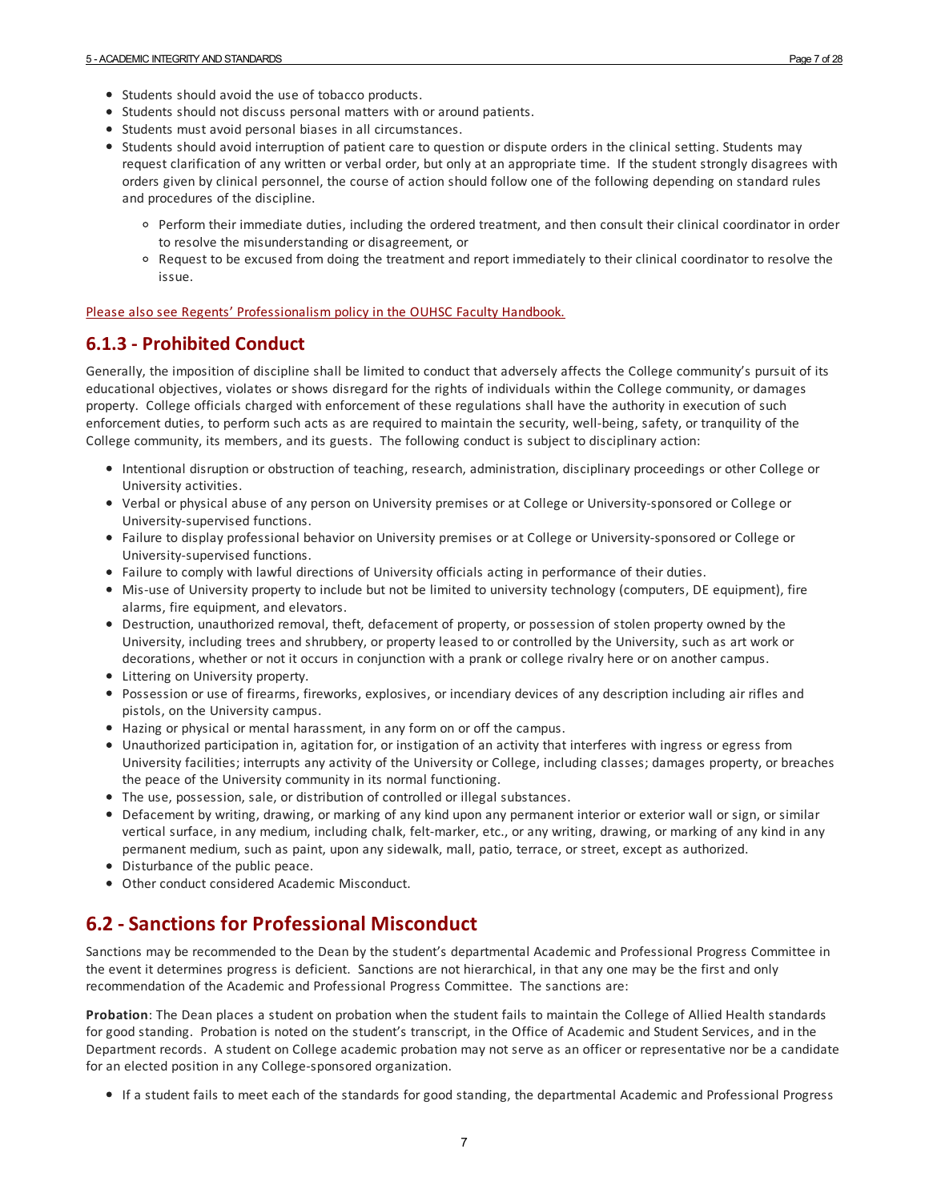- Students should avoid the use of tobacco products.
- Students should not discuss personal matters with or around patients.
- Students must avoid personal biases in all circumstances.
- Students should avoid interruption of patient care to question or dispute orders in the clinical setting. Students may request clarification of any written or verbal order, but only at an appropriate time. If the student strongly disagrees with orders given by clinical personnel, the course of action should follow one of the following depending on standard rules and procedures of the discipline.
  - Perform their immediate duties, including the ordered treatment, and then consult their clinical coordinator in order to resolve the misunderstanding or disagreement, or
  - Request to be excused from doing the treatment and report immediately to their clinical coordinator to resolve the issue.

Please also see Regents' Professionalism policy in the OUHSC Faculty Handbook.

## 6.1.3 - Prohibited Conduct

Generally, the imposition of discipline shall be limited to conduct that adversely affects the College community's pursuit of its educational objectives, violates or shows disregard for the rights of individuals within the College community, or damages property. College officials charged with enforcement of these regulations shall have the authority in execution of such enforcement duties, to perform such acts as are required to maintain the security, well-being, safety, or tranquility of the College community, its members, and its guests. The following conduct is subject to disciplinary action:

- Intentional disruption or obstruction of teaching, research, administration, disciplinary proceedings or other College or University activities.
- Verbal or physical abuse of any person on University premises or at College or University-sponsored or College or University-supervised functions.
- Failure to display professional behavior on University premises or at College or University-sponsored or College or University-supervised functions.
- Failure to comply with lawful directions of University officials acting in performance of their duties.
- Mis-use of University property to include but not be limited to university technology (computers, DE equipment), fire alarms, fire equipment, and elevators.
- Destruction, unauthorized removal, theft, defacement of property, or possession of stolen property owned by the University, including trees and shrubbery, or property leased to or controlled by the University, such as art work or decorations, whether or not it occurs in conjunction with a prank or college rivalry here or on another campus.
- Littering on University property.
- Possession or use of firearms, fireworks, explosives, or incendiary devices of any description including air rifles and pistols, on the University campus.
- Hazing or physical or mental harassment, in any form on or off the campus.
- Unauthorized participation in, agitation for, or instigation of an activity that interferes with ingress or egress from University facilities; interrupts any activity of the University or College, including classes; damages property, or breaches the peace of the University community in its normal functioning.
- The use, possession, sale, or distribution of controlled or illegal substances.
- Defacement by writing, drawing, or marking of any kind upon any permanent interior or exterior wall or sign, or similar vertical surface, in any medium, including chalk, felt-marker, etc., or any writing, drawing, or marking of any kind in any permanent medium, such as paint, upon any sidewalk, mall, patio, terrace, or street, except as authorized.
- Disturbance of the public peace.
- Other conduct considered Academic Misconduct.

## 6.2 - Sanctions for Professional Misconduct

Sanctions may be recommended to the Dean by the student's departmental Academic and Professional Progress Committee in the event it determines progress is deficient. Sanctions are not hierarchical, in that any one may be the first and only recommendation of the Academic and Professional Progress Committee. The sanctions are:

**Probation**: The Dean places a student on probation when the student fails to maintain the College of Allied Health standards for good standing. Probation is noted on the student's transcript, in the Office of Academic and Student Services, and in the Department records. A student on College academic probation may not serve as an officer or representative nor be a candidate for an elected position in any College-sponsored organization.

- If a student fails to meet each of the standards for good standing, the departmental Academic and Professional Progress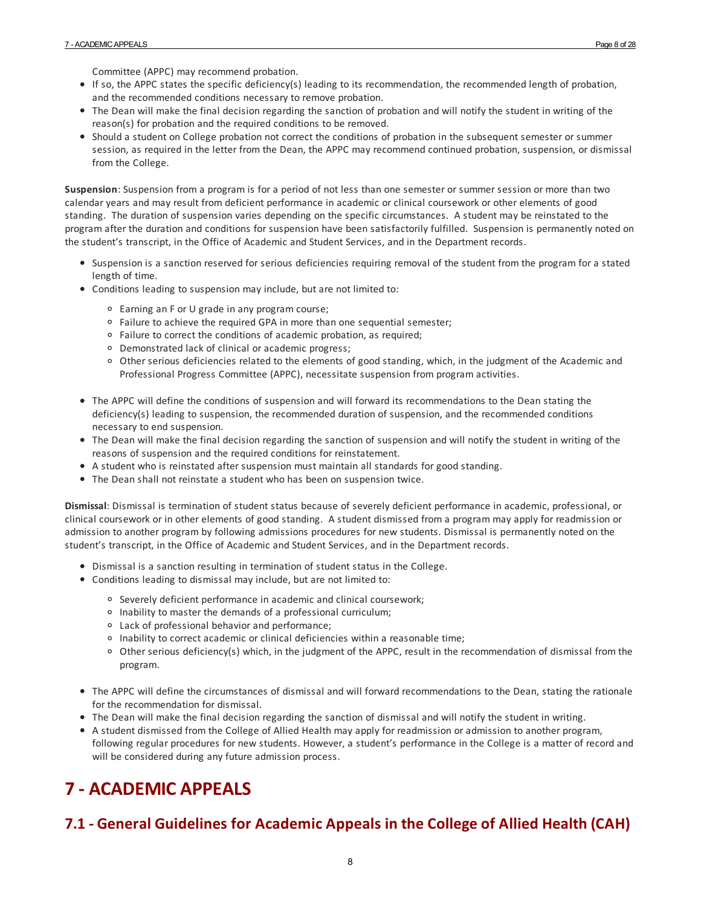Committee (APPC) may recommend probation.

- If so, the APPC states the specific deficiency(s) leading to its recommendation, the recommended length of probation, and the recommended conditions necessary to remove probation.
- The Dean will make the final decision regarding the sanction of probation and will notify the student in writing of the reason(s) for probation and the required conditions to be removed.
- Should a student on College probation not correct the conditions of probation in the subsequent semester or summer session, as required in the letter from the Dean, the APPC may recommend continued probation, suspension, or dismissal from the College.

**Suspension**: Suspension from a program is for a period of not less than one semester or summer session or more than two calendar years and may result from deficient performance in academic or clinical coursework or other elements of good standing. The duration of suspension varies depending on the specific circumstances. A student may be reinstated to the program after the duration and conditions for suspension have been satisfactorily fulfilled. Suspension is permanently noted on the student's transcript, in the Office of Academic and Student Services, and in the Department records.

- Suspension is a sanction reserved for serious deficiencies requiring removal of the student from the program for a stated length of time.
- Conditions leading to suspension may include, but are not limited to:
    - Earning an F or U grade in any program course;
    - Failure to achieve the required GPA in more than one sequential semester;
    - Failure to correct the conditions of academic probation, as required;
    - Demonstrated lack of clinical or academic progress;
    - Other serious deficiencies related to the elements of good standing, which, in the judgment of the Academic and Professional Progress Committee (APPC), necessitate suspension from program activities.
- The APPC will define the conditions of suspension and will forward its recommendations to the Dean stating the deficiency(s) leading to suspension, the recommended duration of suspension, and the recommended conditions necessary to end suspension.
- The Dean will make the final decision regarding the sanction of suspension and will notify the student in writing of the reasons of suspension and the required conditions for reinstatement.
- A student who is reinstated after suspension must maintain all standards for good standing.
- The Dean shall not reinstate a student who has been on suspension twice.

**Dismissal**: Dismissal is termination of student status because of severely deficient performance in academic, professional, or clinical coursework or in other elements of good standing. A student dismissed from a program may apply for readmission or admission to another program by following admissions procedures for new students. Dismissal is permanently noted on the student's transcript, in the Office of Academic and Student Services, and in the Department records.

- Dismissal is a sanction resulting in termination of student status in the College.
- Conditions leading to dismissal may include, but are not limited to:
    - Severely deficient performance in academic and clinical coursework;
    - Inability to master the demands of a professional curriculum;
    - Lack of professional behavior and performance;
    - Inability to correct academic or clinical deficiencies within a reasonable time;
    - Other serious deficiency(s) which, in the judgment of the APPC, result in the recommendation of dismissal from the program.
- The APPC will define the circumstances of dismissal and will forward recommendations to the Dean, stating the rationale for the recommendation for dismissal.
- The Dean will make the final decision regarding the sanction of dismissal and will notify the student in writing.
- A student dismissed from the College of Allied Health may apply for readmission or admission to another program, following regular procedures for new students. However, a student's performance in the College is a matter of record and will be considered during any future admission process.

# 7 - ACADEMIC APPEALS

## 7.1 - General Guidelines for Academic Appeals in the College of Allied Health (CAH)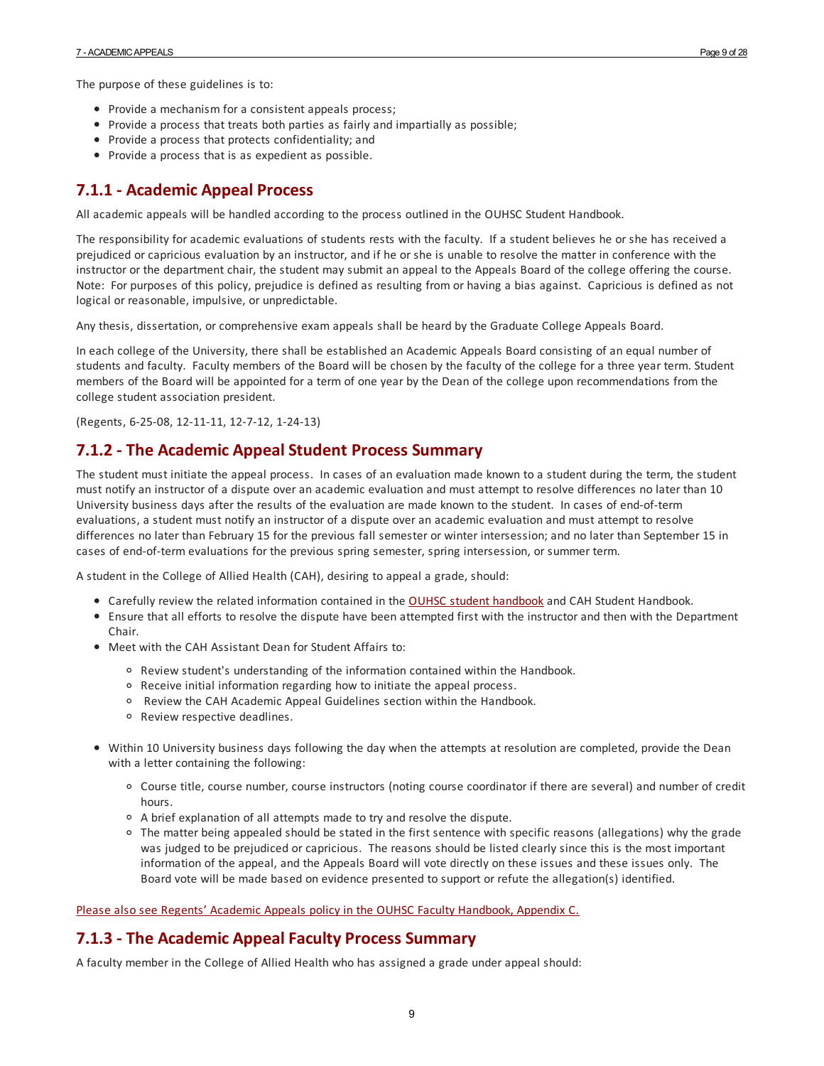The purpose of these guidelines is to:

- Provide a mechanism for a consistent appeals process;
- Provide a process that treats both parties as fairly and impartially as possible;
- Provide a process that protects confidentiality; and
- Provide a process that is as expedient as possible.

## 7.1.1 - Academic Appeal Process

All academic appeals will be handled according to the process outlined in the OUHSC Student Handbook.

The responsibility for academic evaluations of students rests with the faculty. If a student believes he or she has received a prejudiced or capricious evaluation by an instructor, and if he or she is unable to resolve the matter in conference with the instructor or the department chair, the student may submit an appeal to the Appeals Board of the college offering the course. Note: For purposes of this policy, prejudice is defined as resulting from or having a bias against. Capricious is defined as not logical or reasonable, impulsive, or unpredictable.

Any thesis, dissertation, or comprehensive exam appeals shall be heard by the Graduate College Appeals Board.

In each college of the University, there shall be established an Academic Appeals Board consisting of an equal number of students and faculty. Faculty members of the Board will be chosen by the faculty of the college for a three year term. Student members of the Board will be appointed for a term of one year by the Dean of the college upon recommendations from the college student association president.

(Regents, 6-25-08, 12-11-11, 12-7-12, 1-24-13)

## 7.1.2 - The Academic Appeal Student Process Summary

The student must initiate the appeal process. In cases of an evaluation made known to a student during the term, the student must notify an instructor of a dispute over an academic evaluation and must attempt to resolve differences no later than 10 University business days after the results of the evaluation are made known to the student. In cases of end-of-term evaluations, a student must notify an instructor of a dispute over an academic evaluation and must attempt to resolve differences no later than February 15 for the previous fall semester or winter intersession; and no later than September 15 in cases of end-of-term evaluations for the previous spring semester, spring intersession, or summer term.

A student in the College of Allied Health (CAH), desiring to appeal a grade, should:

- Carefully review the related information contained in the OUHSC student handbook and CAH Student Handbook.
- Ensure that all efforts to resolve the dispute have been attempted first with the instructor and then with the Department Chair.
- Meet with the CAH Assistant Dean for Student Affairs to:
  - Review student's understanding of the information contained within the Handbook.
  - Receive initial information regarding how to initiate the appeal process.
  - Review the CAH Academic Appeal Guidelines section within the Handbook.
  - Review respective deadlines.
- Within 10 University business days following the day when the attempts at resolution are completed, provide the Dean with a letter containing the following:
  - Course title, course number, course instructors (noting course coordinator if there are several) and number of credit hours.
  - A brief explanation of all attempts made to try and resolve the dispute.
  - The matter being appealed should be stated in the first sentence with specific reasons (allegations) why the grade was judged to be prejudiced or capricious. The reasons should be listed clearly since this is the most important information of the appeal, and the Appeals Board will vote directly on these issues and these issues only. The Board vote will be made based on evidence presented to support or refute the allegation(s) identified.

Please also see Regents' Academic Appeals policy in the OUHSC Faculty Handbook, Appendix C.

## 7.1.3 - The Academic Appeal Faculty Process Summary

A faculty member in the College of Allied Health who has assigned a grade under appeal should: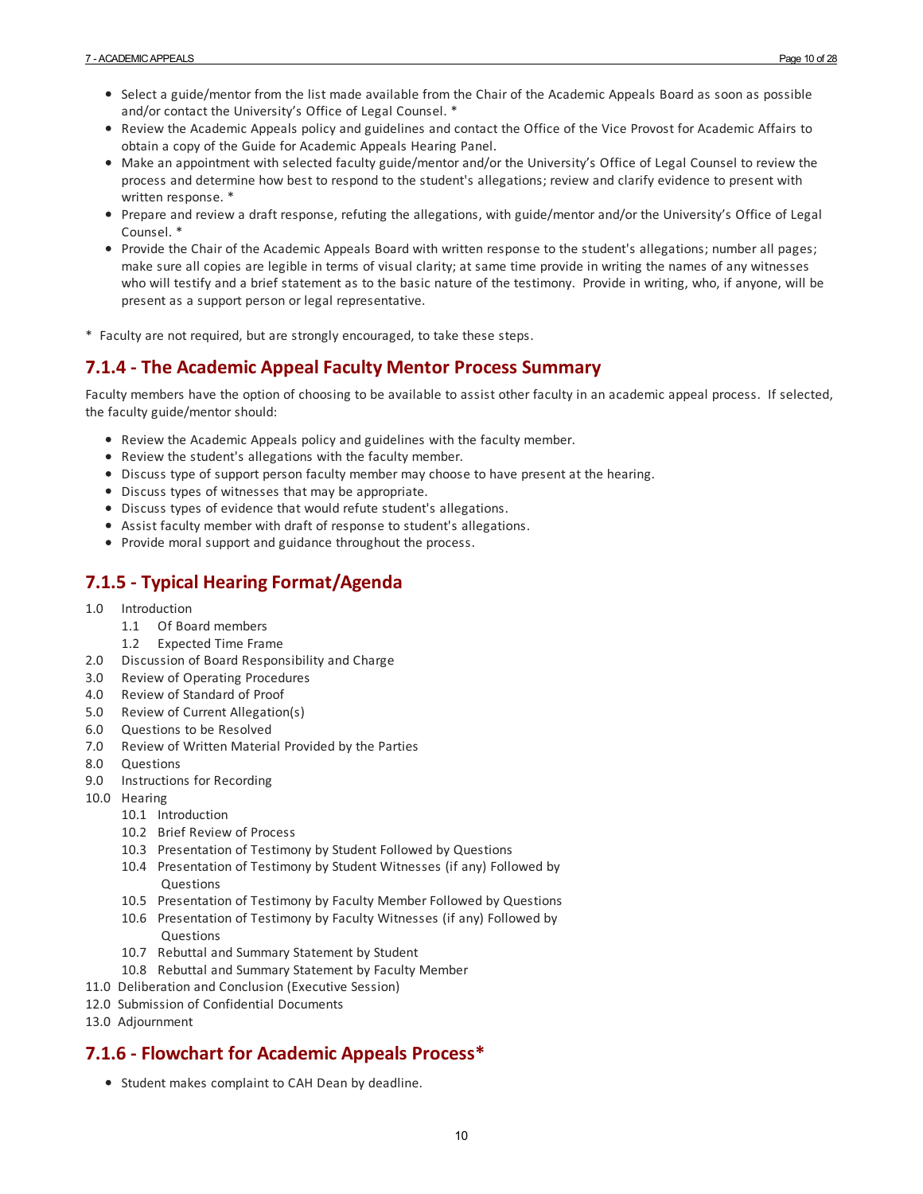- Select a guide/mentor from the list made available from the Chair of the Academic Appeals Board as soon as possible and/or contact the University's Office of Legal Counsel. *
- Review the Academic Appeals policy and guidelines and contact the Office of the Vice Provost for Academic Affairs to obtain a copy of the Guide for Academic Appeals Hearing Panel.
- Make an appointment with selected faculty guide/mentor and/or the University's Office of Legal Counsel to review the process and determine how best to respond to the student's allegations; review and clarify evidence to present with written response. *
- Prepare and review a draft response, refuting the allegations, with guide/mentor and/or the University's Office of Legal Counsel. *
- Provide the Chair of the Academic Appeals Board with written response to the student's allegations; number all pages; make sure all copies are legible in terms of visual clarity; at same time provide in writing the names of any witnesses who will testify and a brief statement as to the basic nature of the testimony. Provide in writing, who, if anyone, will be present as a support person or legal representative.

* Faculty are not required, but are strongly encouraged, to take these steps.

## 7.1.4 - The Academic Appeal Faculty Mentor Process Summary

Faculty members have the option of choosing to be available to assist other faculty in an academic appeal process. If selected, the faculty guide/mentor should:

- Review the Academic Appeals policy and guidelines with the faculty member.
- Review the student's allegations with the faculty member.
- Discuss type of support person faculty member may choose to have present at the hearing.
- Discuss types of witnesses that may be appropriate.
- Discuss types of evidence that would refute student's allegations.
- Assist faculty member with draft of response to student's allegations.
- Provide moral support and guidance throughout the process.

## 7.1.5 - Typical Hearing Format/Agenda

1.0 Introduction
    1.1 Of Board members
    1.2 Expected Time Frame
2.0 Discussion of Board Responsibility and Charge
3.0 Review of Operating Procedures
4.0 Review of Standard of Proof
5.0 Review of Current Allegation(s)
6.0 Questions to be Resolved
7.0 Review of Written Material Provided by the Parties
8.0 Questions
9.0 Instructions for Recording
10.0 Hearing
    10.1 Introduction
    10.2 Brief Review of Process
    10.3 Presentation of Testimony by Student Followed by Questions
    10.4 Presentation of Testimony by Student Witnesses (if any) Followed by Questions
    10.5 Presentation of Testimony by Faculty Member Followed by Questions
    10.6 Presentation of Testimony by Faculty Witnesses (if any) Followed by Questions
    10.7 Rebuttal and Summary Statement by Student
    10.8 Rebuttal and Summary Statement by Faculty Member
11.0 Deliberation and Conclusion (Executive Session)
12.0 Submission of Confidential Documents
13.0 Adjournment

## 7.1.6 - Flowchart for Academic Appeals Process*

- Student makes complaint to CAH Dean by deadline.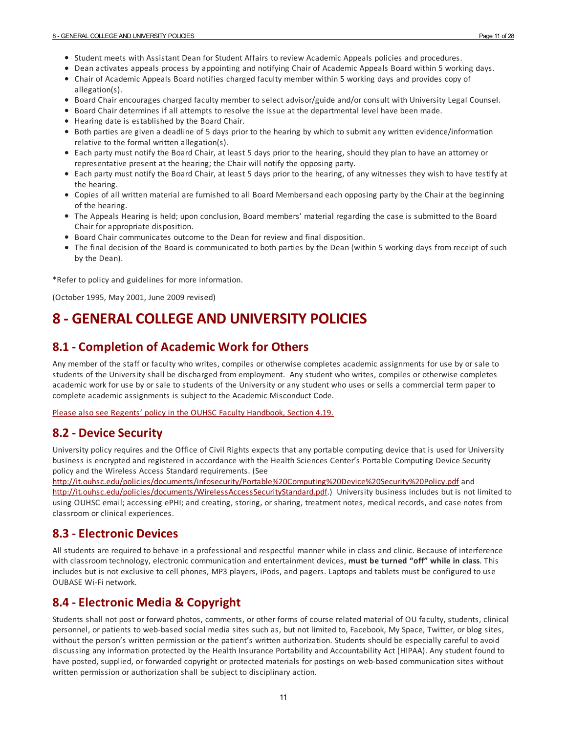- Student meets with Assistant Dean for Student Affairs to review Academic Appeals policies and procedures.
- Dean activates appeals process by appointing and notifying Chair of Academic Appeals Board within 5 working days.
- Chair of Academic Appeals Board notifies charged faculty member within 5 working days and provides copy of allegation(s).
- Board Chair encourages charged faculty member to select advisor/guide and/or consult with University Legal Counsel.
- Board Chair determines if all attempts to resolve the issue at the departmental level have been made.
- Hearing date is established by the Board Chair.
- Both parties are given a deadline of 5 days prior to the hearing by which to submit any written evidence/information relative to the formal written allegation(s).
- Each party must notify the Board Chair, at least 5 days prior to the hearing, should they plan to have an attorney or representative present at the hearing; the Chair will notify the opposing party.
- Each party must notify the Board Chair, at least 5 days prior to the hearing, of any witnesses they wish to have testify at the hearing.
- Copies of all written material are furnished to all Board Membersand each opposing party by the Chair at the beginning of the hearing.
- The Appeals Hearing is held; upon conclusion, Board members' material regarding the case is submitted to the Board Chair for appropriate disposition.
- Board Chair communicates outcome to the Dean for review and final disposition.
- The final decision of the Board is communicated to both parties by the Dean (within 5 working days from receipt of such by the Dean).

*Refer to policy and guidelines for more information.

(October 1995, May 2001, June 2009 revised)

# 8 - GENERAL COLLEGE AND UNIVERSITY POLICIES

## 8.1 - Completion of Academic Work for Others

Any member of the staff or faculty who writes, compiles or otherwise completes academic assignments for use by or sale to students of the University shall be discharged from employment. Any student who writes, compiles or otherwise completes academic work for use by or sale to students of the University or any student who uses or sells a commercial term paper to complete academic assignments is subject to the Academic Misconduct Code.

Please also see Regents' policy in the OUHSC Faculty Handbook, Section 4.19.

## 8.2 - Device Security

University policy requires and the Office of Civil Rights expects that any portable computing device that is used for University business is encrypted and registered in accordance with the Health Sciences Center's Portable Computing Device Security policy and the Wireless Access Standard requirements. (See http://it.ouhsc.edu/policies/documents/infosecurity/Portable%20Computing%20Device%20Security%20Policy.pdf and http://it.ouhsc.edu/policies/documents/WirelessAccessSecurityStandard.pdf.) University business includes but is not limited to using OUHSC email; accessing ePHI; and creating, storing, or sharing, treatment notes, medical records, and case notes from classroom or clinical experiences.

## 8.3 - Electronic Devices

All students are required to behave in a professional and respectful manner while in class and clinic. Because of interference with classroom technology, electronic communication and entertainment devices, **must be turned "off" while in class**. This includes but is not exclusive to cell phones, MP3 players, iPods, and pagers. Laptops and tablets must be configured to use OUBASE Wi-Fi network.

## 8.4 - Electronic Media & Copyright

Students shall not post or forward photos, comments, or other forms of course related material of OU faculty, students, clinical personnel, or patients to web-based social media sites such as, but not limited to, Facebook, My Space, Twitter, or blog sites, without the person's written permission or the patient's written authorization. Students should be especially careful to avoid discussing any information protected by the Health Insurance Portability and Accountability Act (HIPAA). Any student found to have posted, supplied, or forwarded copyright or protected materials for postings on web-based communication sites without written permission or authorization shall be subject to disciplinary action.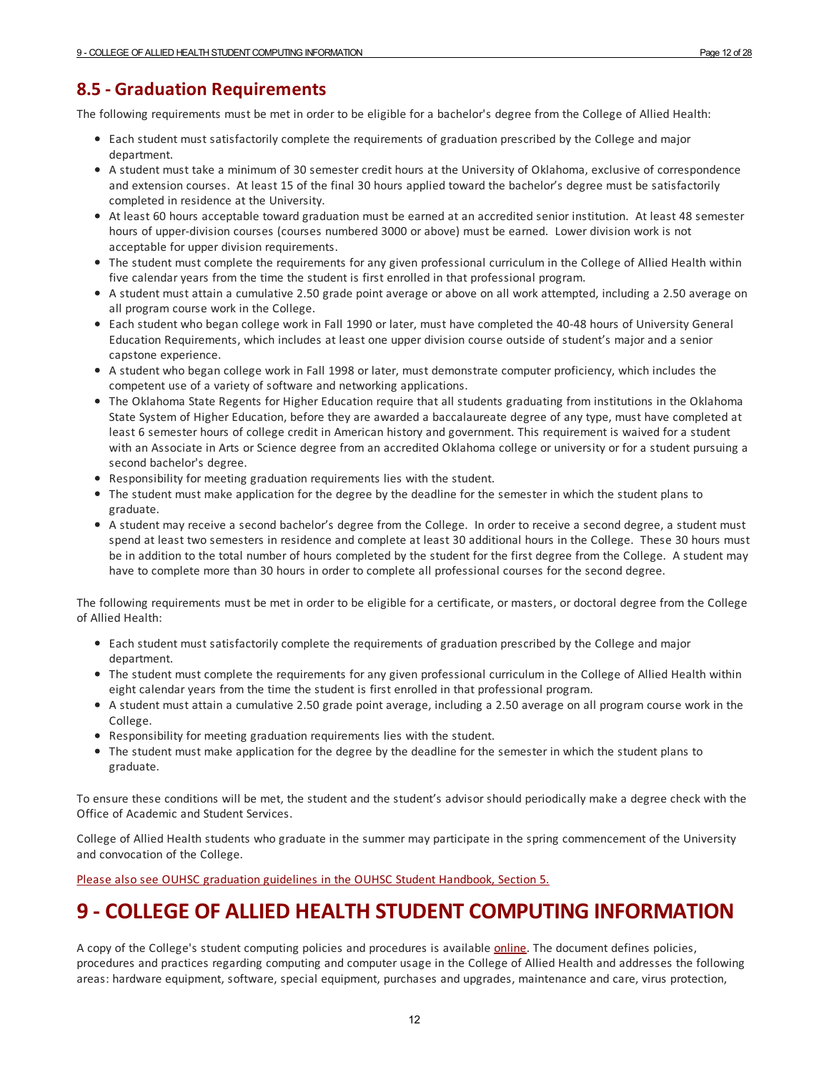## 8.5 - Graduation Requirements

The following requirements must be met in order to be eligible for a bachelor's degree from the College of Allied Health:

- Each student must satisfactorily complete the requirements of graduation prescribed by the College and major department.
- A student must take a minimum of 30 semester credit hours at the University of Oklahoma, exclusive of correspondence and extension courses. At least 15 of the final 30 hours applied toward the bachelor's degree must be satisfactorily completed in residence at the University.
- At least 60 hours acceptable toward graduation must be earned at an accredited senior institution. At least 48 semester hours of upper-division courses (courses numbered 3000 or above) must be earned. Lower division work is not acceptable for upper division requirements.
- The student must complete the requirements for any given professional curriculum in the College of Allied Health within five calendar years from the time the student is first enrolled in that professional program.
- A student must attain a cumulative 2.50 grade point average or above on all work attempted, including a 2.50 average on all program course work in the College.
- Each student who began college work in Fall 1990 or later, must have completed the 40-48 hours of University General Education Requirements, which includes at least one upper division course outside of student's major and a senior capstone experience.
- A student who began college work in Fall 1998 or later, must demonstrate computer proficiency, which includes the competent use of a variety of software and networking applications.
- The Oklahoma State Regents for Higher Education require that all students graduating from institutions in the Oklahoma State System of Higher Education, before they are awarded a baccalaureate degree of any type, must have completed at least 6 semester hours of college credit in American history and government. This requirement is waived for a student with an Associate in Arts or Science degree from an accredited Oklahoma college or university or for a student pursuing a second bachelor's degree.
- Responsibility for meeting graduation requirements lies with the student.
- The student must make application for the degree by the deadline for the semester in which the student plans to graduate.
- A student may receive a second bachelor's degree from the College. In order to receive a second degree, a student must spend at least two semesters in residence and complete at least 30 additional hours in the College. These 30 hours must be in addition to the total number of hours completed by the student for the first degree from the College. A student may have to complete more than 30 hours in order to complete all professional courses for the second degree.

The following requirements must be met in order to be eligible for a certificate, or masters, or doctoral degree from the College of Allied Health:

- Each student must satisfactorily complete the requirements of graduation prescribed by the College and major department.
- The student must complete the requirements for any given professional curriculum in the College of Allied Health within eight calendar years from the time the student is first enrolled in that professional program.
- A student must attain a cumulative 2.50 grade point average, including a 2.50 average on all program course work in the College.
- Responsibility for meeting graduation requirements lies with the student.
- The student must make application for the degree by the deadline for the semester in which the student plans to graduate.

To ensure these conditions will be met, the student and the student's advisor should periodically make a degree check with the Office of Academic and Student Services.

College of Allied Health students who graduate in the summer may participate in the spring commencement of the University and convocation of the College.

Please also see OUHSC graduation guidelines in the OUHSC Student Handbook, Section 5.

# 9 - COLLEGE OF ALLIED HEALTH STUDENT COMPUTING INFORMATION

A copy of the College's student computing policies and procedures is available online. The document defines policies, procedures and practices regarding computing and computer usage in the College of Allied Health and addresses the following areas: hardware equipment, software, special equipment, purchases and upgrades, maintenance and care, virus protection,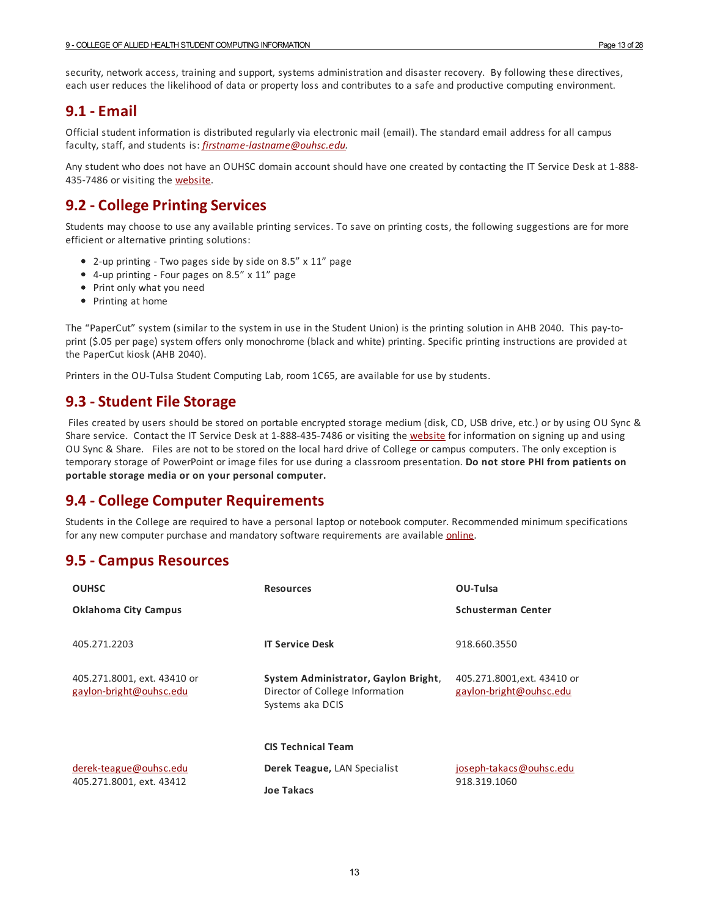security, network access, training and support, systems administration and disaster recovery. By following these directives, each user reduces the likelihood of data or property loss and contributes to a safe and productive computing environment.

## 9.1 - Email

Official student information is distributed regularly via electronic mail (email). The standard email address for all campus faculty, staff, and students is: *firstname-lastname@ouhsc.edu.*

Any student who does not have an OUHSC domain account should have one created by contacting the IT Service Desk at 1-888-435-7486 or visiting the website.

## 9.2 - College Printing Services

Students may choose to use any available printing services. To save on printing costs, the following suggestions are for more efficient or alternative printing solutions:

- 2-up printing - Two pages side by side on 8.5” x 11” page
- 4-up printing - Four pages on 8.5” x 11” page
- Print only what you need
- Printing at home

The “PaperCut” system (similar to the system in use in the Student Union) is the printing solution in AHB 2040. This pay-to-print ($.05 per page) system offers only monochrome (black and white) printing. Specific printing instructions are provided at the PaperCut kiosk (AHB 2040).

Printers in the OU-Tulsa Student Computing Lab, room 1C65, are available for use by students.

## 9.3 - Student File Storage

Files created by users should be stored on portable encrypted storage medium (disk, CD, USB drive, etc.) or by using OU Sync & Share service. Contact the IT Service Desk at 1-888-435-7486 or visiting the website for information on signing up and using OU Sync & Share. Files are not to be stored on the local hard drive of College or campus computers. The only exception is temporary storage of PowerPoint or image files for use during a classroom presentation. **Do not store PHI from patients on portable storage media or on your personal computer.**

## 9.4 - College Computer Requirements

Students in the College are required to have a personal laptop or notebook computer. Recommended minimum specifications for any new computer purchase and mandatory software requirements are available online.

## 9.5 - Campus Resources

| **OUHSC** | **Resources** | **OU-Tulsa** |
|---|---|---|
| **Oklahoma City Campus** | | **Schusterman Center** |
| 405.271.2203 | **IT Service Desk** | 918.660.3550 |
| 405.271.8001, ext. 43410 or gaylon-bright@ouhsc.edu | **System Administrator, Gaylon Bright**, Director of College Information Systems aka DCIS | 405.271.8001,ext. 43410 or gaylon-bright@ouhsc.edu |
| | **CIS Technical Team** | |
| derek-teague@ouhsc.edu 405.271.8001, ext. 43412 | **Derek Teague,** LAN Specialist | joseph-takacs@ouhsc.edu 918.319.1060 |
| | **Joe Takacs** | |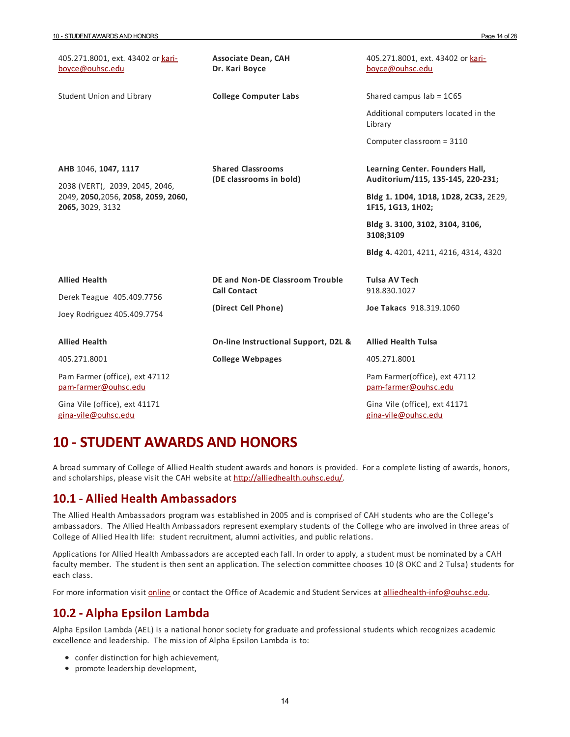| | | |
|---|---|---|
| 405.271.8001, ext. 43402 or kari-boyce@ouhsc.edu | **Associate Dean, CAH**<br>**Dr. Kari Boyce** | 405.271.8001, ext. 43402 or kari-boyce@ouhsc.edu |
| Student Union and Library | **College Computer Labs** | Shared campus lab = 1C65<br><br>Additional computers located in the Library<br><br>Computer classroom = 3110 |
| **AHB** 1046, **1047, 1117**<br><br>2038 (VERT), 2039, 2045, 2046, 2049, **2050**,2056, **2058, 2059, 2060, 2065,** 3029, 3132 | **Shared Classrooms**<br>**(DE classrooms in bold)** | **Learning Center. Founders Hall, Auditorium/115, 135-145, 220-231;**<br><br>**Bldg 1. 1D04, 1D18, 1D28, 2C33,** 2E29, **1F15, 1G13, 1H02;**<br><br>**Bldg 3. 3100, 3102, 3104, 3106, 3108;3109**<br><br>**Bldg 4.** 4201, 4211, 4216, 4314, 4320 |
| **Allied Health**<br><br>Derek Teague 405.409.7756<br><br>Joey Rodriguez 405.409.7754 | **DE and Non-DE Classroom Trouble Call Contact**<br><br>**(Direct Cell Phone)** | **Tulsa AV Tech**<br>918.830.1027<br><br>**Joe Takacs** 918.319.1060 |
| **Allied Health**<br><br>405.271.8001<br><br>Pam Farmer (office), ext 47112 pam-farmer@ouhsc.edu<br><br>Gina Vile (office), ext 41171 gina-vile@ouhsc.edu | **On-line Instructional Support, D2L &**<br><br>**College Webpages** | **Allied Health Tulsa**<br><br>405.271.8001<br><br>Pam Farmer(office), ext 47112 pam-farmer@ouhsc.edu<br><br>Gina Vile (office), ext 41171 gina-vile@ouhsc.edu |

# 10 - STUDENT AWARDS AND HONORS

A broad summary of College of Allied Health student awards and honors is provided. For a complete listing of awards, honors, and scholarships, please visit the CAH website at http://alliedhealth.ouhsc.edu/.

## 10.1 - Allied Health Ambassadors

The Allied Health Ambassadors program was established in 2005 and is comprised of CAH students who are the College's ambassadors. The Allied Health Ambassadors represent exemplary students of the College who are involved in three areas of College of Allied Health life: student recruitment, alumni activities, and public relations.

Applications for Allied Health Ambassadors are accepted each fall. In order to apply, a student must be nominated by a CAH faculty member. The student is then sent an application. The selection committee chooses 10 (8 OKC and 2 Tulsa) students for each class.

For more information visit online or contact the Office of Academic and Student Services at alliedhealth-info@ouhsc.edu.

## 10.2 - Alpha Epsilon Lambda

Alpha Epsilon Lambda (AEL) is a national honor society for graduate and professional students which recognizes academic excellence and leadership. The mission of Alpha Epsilon Lambda is to:

- confer distinction for high achievement,
- promote leadership development,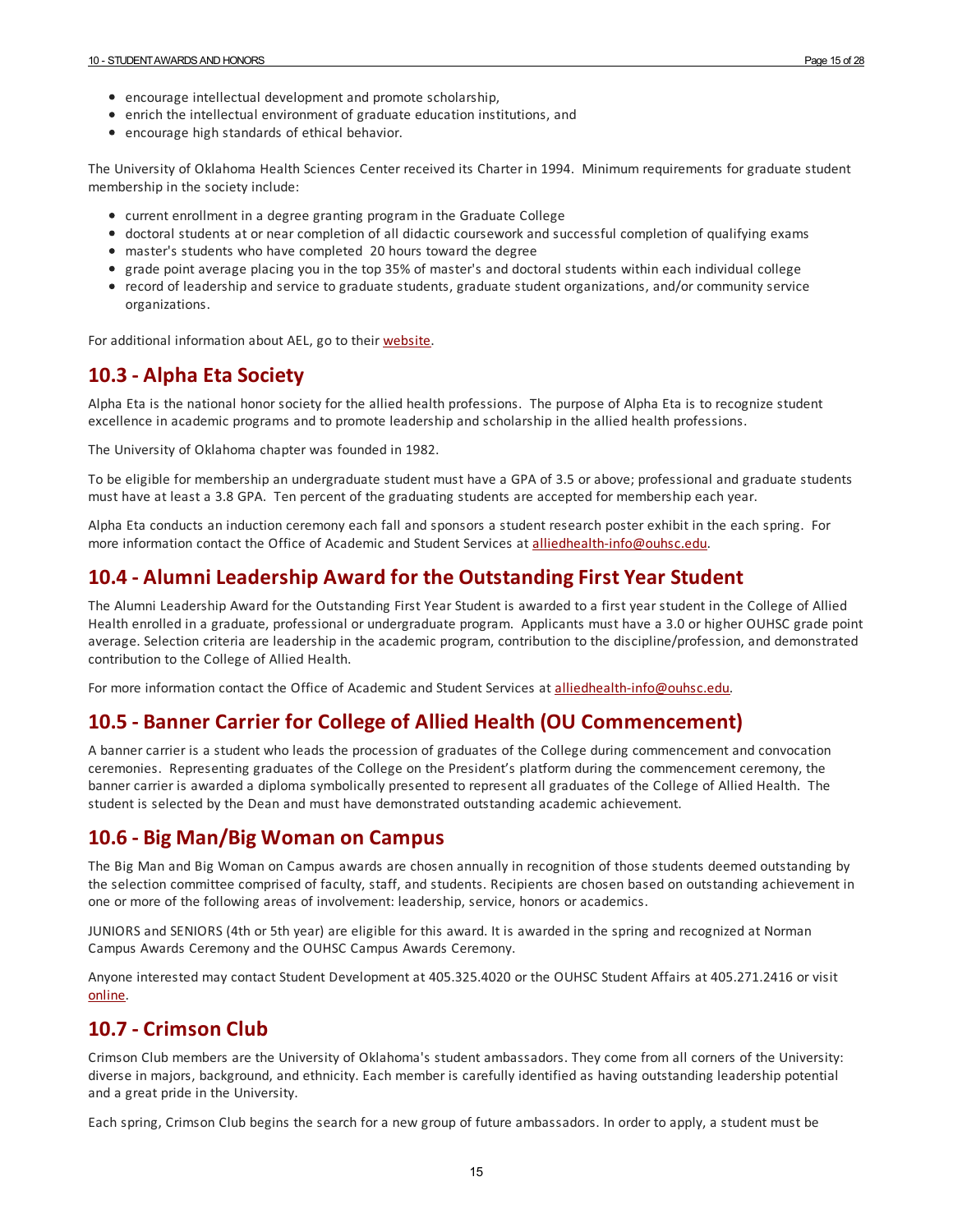- encourage intellectual development and promote scholarship,
- enrich the intellectual environment of graduate education institutions, and
- encourage high standards of ethical behavior.

The University of Oklahoma Health Sciences Center received its Charter in 1994. Minimum requirements for graduate student membership in the society include:

- current enrollment in a degree granting program in the Graduate College
- doctoral students at or near completion of all didactic coursework and successful completion of qualifying exams
- master's students who have completed 20 hours toward the degree
- grade point average placing you in the top 35% of master's and doctoral students within each individual college
- record of leadership and service to graduate students, graduate student organizations, and/or community service organizations.

For additional information about AEL, go to their website.

## 10.3 - Alpha Eta Society

Alpha Eta is the national honor society for the allied health professions. The purpose of Alpha Eta is to recognize student excellence in academic programs and to promote leadership and scholarship in the allied health professions.

The University of Oklahoma chapter was founded in 1982.

To be eligible for membership an undergraduate student must have a GPA of 3.5 or above; professional and graduate students must have at least a 3.8 GPA. Ten percent of the graduating students are accepted for membership each year.

Alpha Eta conducts an induction ceremony each fall and sponsors a student research poster exhibit in the each spring. For more information contact the Office of Academic and Student Services at alliedhealth-info@ouhsc.edu.

## 10.4 - Alumni Leadership Award for the Outstanding First Year Student

The Alumni Leadership Award for the Outstanding First Year Student is awarded to a first year student in the College of Allied Health enrolled in a graduate, professional or undergraduate program. Applicants must have a 3.0 or higher OUHSC grade point average. Selection criteria are leadership in the academic program, contribution to the discipline/profession, and demonstrated contribution to the College of Allied Health.

For more information contact the Office of Academic and Student Services at alliedhealth-info@ouhsc.edu.

## 10.5 - Banner Carrier for College of Allied Health (OU Commencement)

A banner carrier is a student who leads the procession of graduates of the College during commencement and convocation ceremonies. Representing graduates of the College on the President's platform during the commencement ceremony, the banner carrier is awarded a diploma symbolically presented to represent all graduates of the College of Allied Health. The student is selected by the Dean and must have demonstrated outstanding academic achievement.

## 10.6 - Big Man/Big Woman on Campus

The Big Man and Big Woman on Campus awards are chosen annually in recognition of those students deemed outstanding by the selection committee comprised of faculty, staff, and students. Recipients are chosen based on outstanding achievement in one or more of the following areas of involvement: leadership, service, honors or academics.

JUNIORS and SENIORS (4th or 5th year) are eligible for this award. It is awarded in the spring and recognized at Norman Campus Awards Ceremony and the OUHSC Campus Awards Ceremony.

Anyone interested may contact Student Development at 405.325.4020 or the OUHSC Student Affairs at 405.271.2416 or visit online.

## 10.7 - Crimson Club

Crimson Club members are the University of Oklahoma's student ambassadors. They come from all corners of the University: diverse in majors, background, and ethnicity. Each member is carefully identified as having outstanding leadership potential and a great pride in the University.

Each spring, Crimson Club begins the search for a new group of future ambassadors. In order to apply, a student must be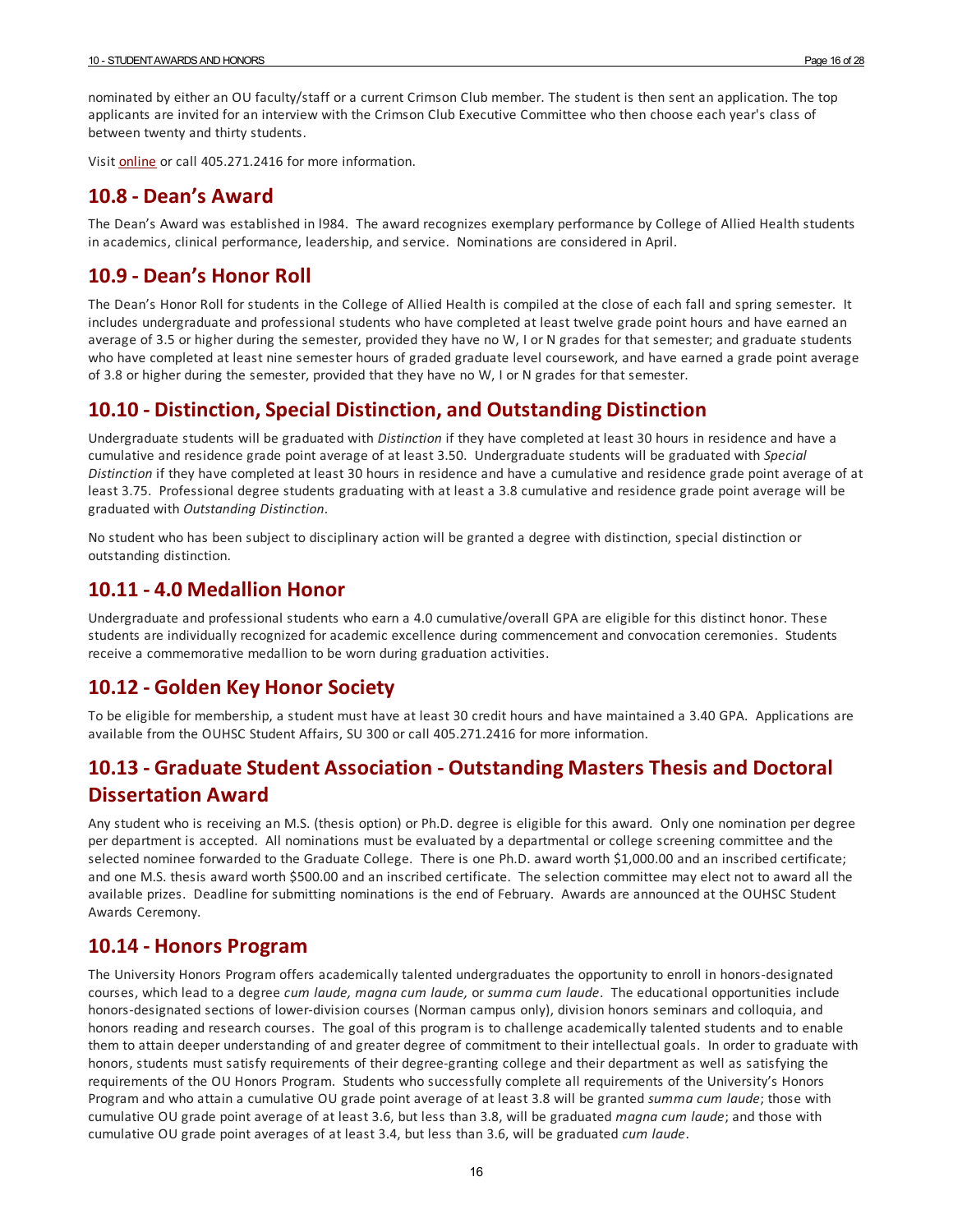nominated by either an OU faculty/staff or a current Crimson Club member. The student is then sent an application. The top applicants are invited for an interview with the Crimson Club Executive Committee who then choose each year's class of between twenty and thirty students.

Visit online or call 405.271.2416 for more information.

## 10.8 - Dean's Award

The Dean's Award was established in l984. The award recognizes exemplary performance by College of Allied Health students in academics, clinical performance, leadership, and service. Nominations are considered in April.

## 10.9 - Dean's Honor Roll

The Dean's Honor Roll for students in the College of Allied Health is compiled at the close of each fall and spring semester. It includes undergraduate and professional students who have completed at least twelve grade point hours and have earned an average of 3.5 or higher during the semester, provided they have no W, I or N grades for that semester; and graduate students who have completed at least nine semester hours of graded graduate level coursework, and have earned a grade point average of 3.8 or higher during the semester, provided that they have no W, I or N grades for that semester.

## 10.10 - Distinction, Special Distinction, and Outstanding Distinction

Undergraduate students will be graduated with *Distinction* if they have completed at least 30 hours in residence and have a cumulative and residence grade point average of at least 3.50. Undergraduate students will be graduated with *Special Distinction* if they have completed at least 30 hours in residence and have a cumulative and residence grade point average of at least 3.75. Professional degree students graduating with at least a 3.8 cumulative and residence grade point average will be graduated with *Outstanding Distinction*.

No student who has been subject to disciplinary action will be granted a degree with distinction, special distinction or outstanding distinction.

## 10.11 - 4.0 Medallion Honor

Undergraduate and professional students who earn a 4.0 cumulative/overall GPA are eligible for this distinct honor. These students are individually recognized for academic excellence during commencement and convocation ceremonies. Students receive a commemorative medallion to be worn during graduation activities.

## 10.12 - Golden Key Honor Society

To be eligible for membership, a student must have at least 30 credit hours and have maintained a 3.40 GPA. Applications are available from the OUHSC Student Affairs, SU 300 or call 405.271.2416 for more information.

## 10.13 - Graduate Student Association - Outstanding Masters Thesis and Doctoral Dissertation Award

Any student who is receiving an M.S. (thesis option) or Ph.D. degree is eligible for this award. Only one nomination per degree per department is accepted. All nominations must be evaluated by a departmental or college screening committee and the selected nominee forwarded to the Graduate College. There is one Ph.D. award worth $1,000.00 and an inscribed certificate; and one M.S. thesis award worth $500.00 and an inscribed certificate. The selection committee may elect not to award all the available prizes. Deadline for submitting nominations is the end of February. Awards are announced at the OUHSC Student Awards Ceremony.

## 10.14 - Honors Program

The University Honors Program offers academically talented undergraduates the opportunity to enroll in honors-designated courses, which lead to a degree *cum laude, magna cum laude,* or *summa cum laude*. The educational opportunities include honors-designated sections of lower-division courses (Norman campus only), division honors seminars and colloquia, and honors reading and research courses. The goal of this program is to challenge academically talented students and to enable them to attain deeper understanding of and greater degree of commitment to their intellectual goals. In order to graduate with honors, students must satisfy requirements of their degree-granting college and their department as well as satisfying the requirements of the OU Honors Program. Students who successfully complete all requirements of the University's Honors Program and who attain a cumulative OU grade point average of at least 3.8 will be granted *summa cum laude*; those with cumulative OU grade point average of at least 3.6, but less than 3.8, will be graduated *magna cum laude*; and those with cumulative OU grade point averages of at least 3.4, but less than 3.6, will be graduated *cum laude*.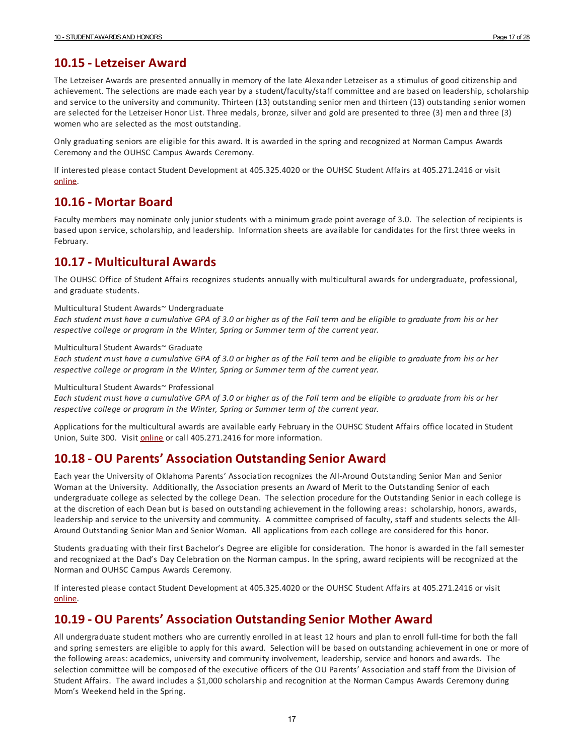## 10.15 - Letzeiser Award

The Letzeiser Awards are presented annually in memory of the late Alexander Letzeiser as a stimulus of good citizenship and achievement. The selections are made each year by a student/faculty/staff committee and are based on leadership, scholarship and service to the university and community. Thirteen (13) outstanding senior men and thirteen (13) outstanding senior women are selected for the Letzeiser Honor List. Three medals, bronze, silver and gold are presented to three (3) men and three (3) women who are selected as the most outstanding.

Only graduating seniors are eligible for this award. It is awarded in the spring and recognized at Norman Campus Awards Ceremony and the OUHSC Campus Awards Ceremony.

If interested please contact Student Development at 405.325.4020 or the OUHSC Student Affairs at 405.271.2416 or visit online.

## 10.16 - Mortar Board

Faculty members may nominate only junior students with a minimum grade point average of 3.0. The selection of recipients is based upon service, scholarship, and leadership. Information sheets are available for candidates for the first three weeks in February.

## 10.17 - Multicultural Awards

The OUHSC Office of Student Affairs recognizes students annually with multicultural awards for undergraduate, professional, and graduate students.

Multicultural Student Awards~ Undergraduate
*Each student must have a cumulative GPA of 3.0 or higher as of the Fall term and be eligible to graduate from his or her respective college or program in the Winter, Spring or Summer term of the current year.*

Multicultural Student Awards~ Graduate
*Each student must have a cumulative GPA of 3.0 or higher as of the Fall term and be eligible to graduate from his or her respective college or program in the Winter, Spring or Summer term of the current year.*

Multicultural Student Awards~ Professional
*Each student must have a cumulative GPA of 3.0 or higher as of the Fall term and be eligible to graduate from his or her respective college or program in the Winter, Spring or Summer term of the current year.*

Applications for the multicultural awards are available early February in the OUHSC Student Affairs office located in Student Union, Suite 300. Visit online or call 405.271.2416 for more information.

## 10.18 - OU Parents' Association Outstanding Senior Award

Each year the University of Oklahoma Parents' Association recognizes the All-Around Outstanding Senior Man and Senior Woman at the University. Additionally, the Association presents an Award of Merit to the Outstanding Senior of each undergraduate college as selected by the college Dean. The selection procedure for the Outstanding Senior in each college is at the discretion of each Dean but is based on outstanding achievement in the following areas: scholarship, honors, awards, leadership and service to the university and community. A committee comprised of faculty, staff and students selects the All-Around Outstanding Senior Man and Senior Woman. All applications from each college are considered for this honor.

Students graduating with their first Bachelor's Degree are eligible for consideration. The honor is awarded in the fall semester and recognized at the Dad's Day Celebration on the Norman campus. In the spring, award recipients will be recognized at the Norman and OUHSC Campus Awards Ceremony.

If interested please contact Student Development at 405.325.4020 or the OUHSC Student Affairs at 405.271.2416 or visit online.

## 10.19 - OU Parents' Association Outstanding Senior Mother Award

All undergraduate student mothers who are currently enrolled in at least 12 hours and plan to enroll full-time for both the fall and spring semesters are eligible to apply for this award. Selection will be based on outstanding achievement in one or more of the following areas: academics, university and community involvement, leadership, service and honors and awards. The selection committee will be composed of the executive officers of the OU Parents' Association and staff from the Division of Student Affairs. The award includes a $1,000 scholarship and recognition at the Norman Campus Awards Ceremony during Mom's Weekend held in the Spring.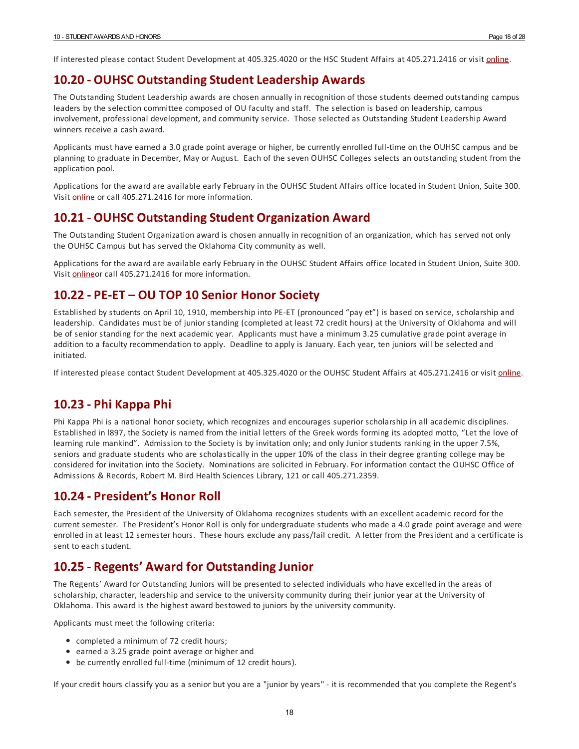If interested please contact Student Development at 405.325.4020 or the HSC Student Affairs at 405.271.2416 or visit online.

## 10.20 - OUHSC Outstanding Student Leadership Awards

The Outstanding Student Leadership awards are chosen annually in recognition of those students deemed outstanding campus leaders by the selection committee composed of OU faculty and staff. The selection is based on leadership, campus involvement, professional development, and community service. Those selected as Outstanding Student Leadership Award winners receive a cash award.

Applicants must have earned a 3.0 grade point average or higher, be currently enrolled full-time on the OUHSC campus and be planning to graduate in December, May or August. Each of the seven OUHSC Colleges selects an outstanding student from the application pool.

Applications for the award are available early February in the OUHSC Student Affairs office located in Student Union, Suite 300. Visit online or call 405.271.2416 for more information.

## 10.21 - OUHSC Outstanding Student Organization Award

The Outstanding Student Organization award is chosen annually in recognition of an organization, which has served not only the OUHSC Campus but has served the Oklahoma City community as well.

Applications for the award are available early February in the OUHSC Student Affairs office located in Student Union, Suite 300. Visit onlineor call 405.271.2416 for more information.

## 10.22 - PE-ET – OU TOP 10 Senior Honor Society

Established by students on April 10, 1910, membership into PE-ET (pronounced "pay et") is based on service, scholarship and leadership. Candidates must be of junior standing (completed at least 72 credit hours) at the University of Oklahoma and will be of senior standing for the next academic year. Applicants must have a minimum 3.25 cumulative grade point average in addition to a faculty recommendation to apply. Deadline to apply is January. Each year, ten juniors will be selected and initiated.

If interested please contact Student Development at 405.325.4020 or the OUHSC Student Affairs at 405.271.2416 or visit online.

## 10.23 - Phi Kappa Phi

Phi Kappa Phi is a national honor society, which recognizes and encourages superior scholarship in all academic disciplines. Established in l897, the Society is named from the initial letters of the Greek words forming its adopted motto, "Let the love of learning rule mankind". Admission to the Society is by invitation only; and only Junior students ranking in the upper 7.5%, seniors and graduate students who are scholastically in the upper 10% of the class in their degree granting college may be considered for invitation into the Society. Nominations are solicited in February. For information contact the OUHSC Office of Admissions & Records, Robert M. Bird Health Sciences Library, 121 or call 405.271.2359.

## 10.24 - President's Honor Roll

Each semester, the President of the University of Oklahoma recognizes students with an excellent academic record for the current semester. The President's Honor Roll is only for undergraduate students who made a 4.0 grade point average and were enrolled in at least 12 semester hours. These hours exclude any pass/fail credit. A letter from the President and a certificate is sent to each student.

## 10.25 - Regents' Award for Outstanding Junior

The Regents' Award for Outstanding Juniors will be presented to selected individuals who have excelled in the areas of scholarship, character, leadership and service to the university community during their junior year at the University of Oklahoma. This award is the highest award bestowed to juniors by the university community.

Applicants must meet the following criteria:

- completed a minimum of 72 credit hours;
- earned a 3.25 grade point average or higher and
- be currently enrolled full-time (minimum of 12 credit hours).

If your credit hours classify you as a senior but you are a "junior by years" - it is recommended that you complete the Regent's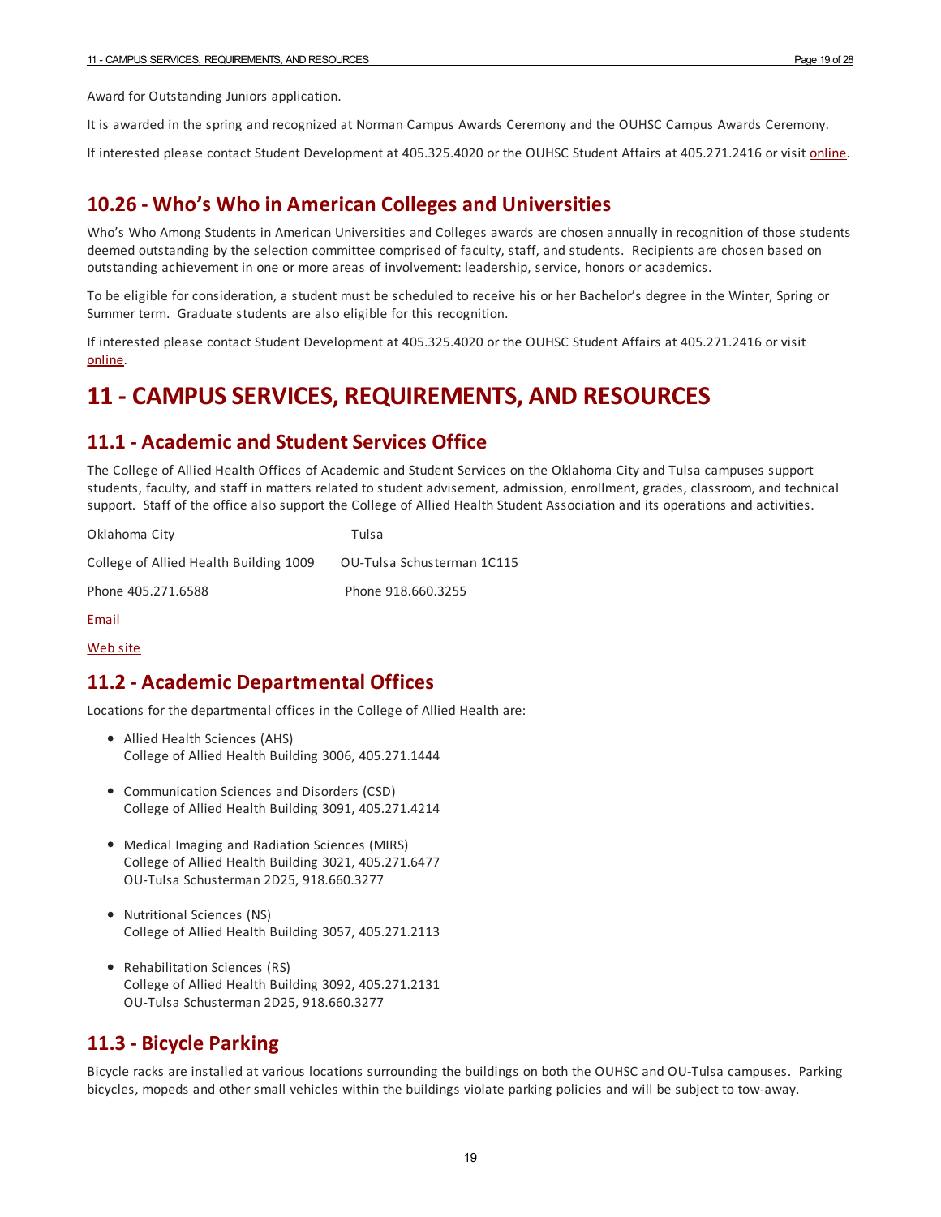Award for Outstanding Juniors application.

It is awarded in the spring and recognized at Norman Campus Awards Ceremony and the OUHSC Campus Awards Ceremony.

If interested please contact Student Development at 405.325.4020 or the OUHSC Student Affairs at 405.271.2416 or visit online.

## 10.26 - Who's Who in American Colleges and Universities

Who's Who Among Students in American Universities and Colleges awards are chosen annually in recognition of those students deemed outstanding by the selection committee comprised of faculty, staff, and students. Recipients are chosen based on outstanding achievement in one or more areas of involvement: leadership, service, honors or academics.

To be eligible for consideration, a student must be scheduled to receive his or her Bachelor's degree in the Winter, Spring or Summer term. Graduate students are also eligible for this recognition.

If interested please contact Student Development at 405.325.4020 or the OUHSC Student Affairs at 405.271.2416 or visit online.

# 11 - CAMPUS SERVICES, REQUIREMENTS, AND RESOURCES

## 11.1 - Academic and Student Services Office

The College of Allied Health Offices of Academic and Student Services on the Oklahoma City and Tulsa campuses support students, faculty, and staff in matters related to student advisement, admission, enrollment, grades, classroom, and technical support. Staff of the office also support the College of Allied Health Student Association and its operations and activities.

| Oklahoma City | Tulsa |
|---|---|
| College of Allied Health Building 1009 | OU-Tulsa Schusterman 1C115 |
| Phone 405.271.6588 | Phone 918.660.3255 |

Email

Web site

## 11.2 - Academic Departmental Offices

Locations for the departmental offices in the College of Allied Health are:

- Allied Health Sciences (AHS)
  College of Allied Health Building 3006, 405.271.1444

- Communication Sciences and Disorders (CSD)
  College of Allied Health Building 3091, 405.271.4214

- Medical Imaging and Radiation Sciences (MIRS)
  College of Allied Health Building 3021, 405.271.6477
  OU-Tulsa Schusterman 2D25, 918.660.3277

- Nutritional Sciences (NS)
  College of Allied Health Building 3057, 405.271.2113

- Rehabilitation Sciences (RS)
  College of Allied Health Building 3092, 405.271.2131
  OU-Tulsa Schusterman 2D25, 918.660.3277

## 11.3 - Bicycle Parking

Bicycle racks are installed at various locations surrounding the buildings on both the OUHSC and OU-Tulsa campuses. Parking bicycles, mopeds and other small vehicles within the buildings violate parking policies and will be subject to tow-away.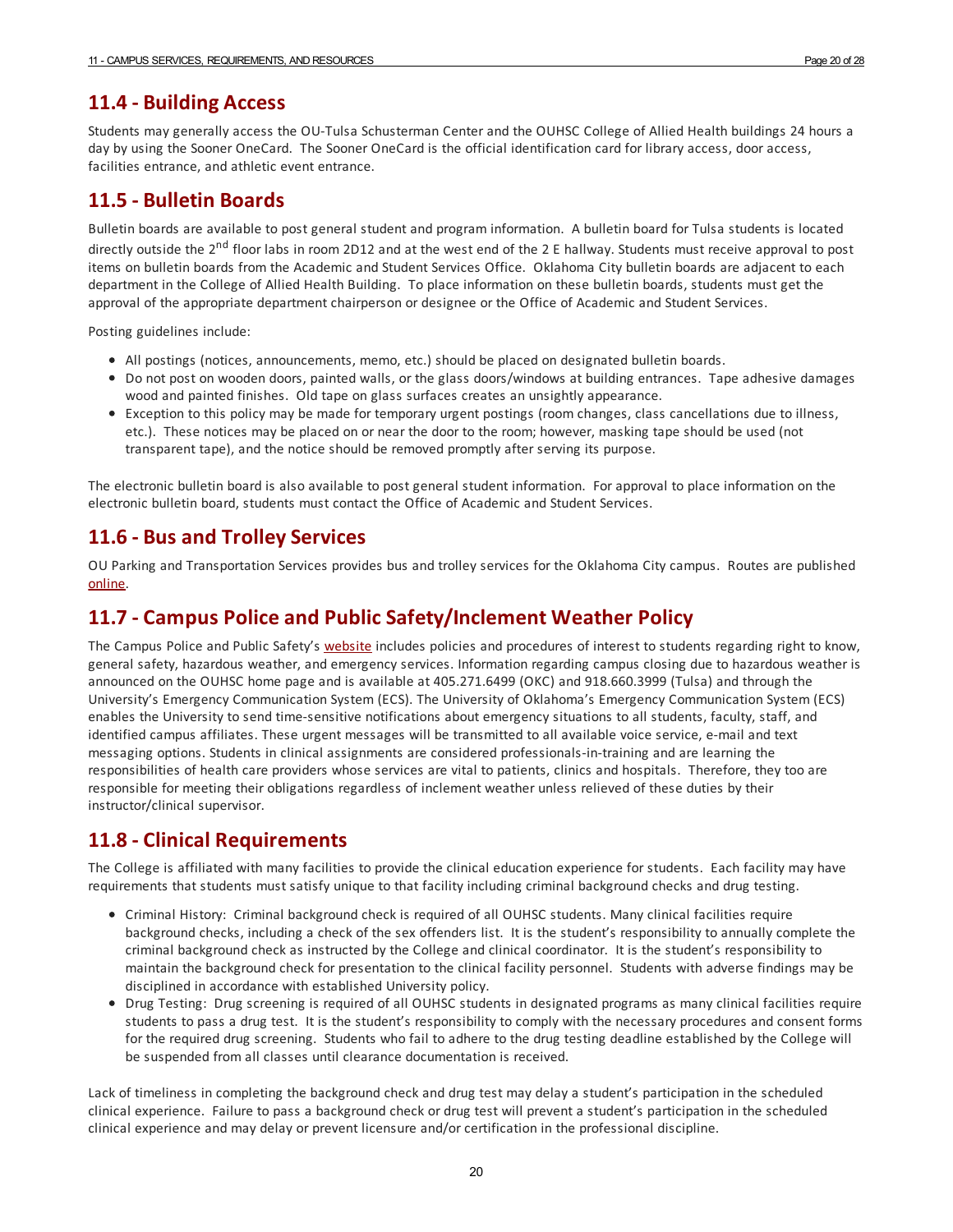## 11.4 - Building Access

Students may generally access the OU-Tulsa Schusterman Center and the OUHSC College of Allied Health buildings 24 hours a day by using the Sooner OneCard. The Sooner OneCard is the official identification card for library access, door access, facilities entrance, and athletic event entrance.

## 11.5 - Bulletin Boards

Bulletin boards are available to post general student and program information. A bulletin board for Tulsa students is located directly outside the 2nd floor labs in room 2D12 and at the west end of the 2 E hallway. Students must receive approval to post items on bulletin boards from the Academic and Student Services Office. Oklahoma City bulletin boards are adjacent to each department in the College of Allied Health Building. To place information on these bulletin boards, students must get the approval of the appropriate department chairperson or designee or the Office of Academic and Student Services.

Posting guidelines include:

- All postings (notices, announcements, memo, etc.) should be placed on designated bulletin boards.
- Do not post on wooden doors, painted walls, or the glass doors/windows at building entrances. Tape adhesive damages wood and painted finishes. Old tape on glass surfaces creates an unsightly appearance.
- Exception to this policy may be made for temporary urgent postings (room changes, class cancellations due to illness, etc.). These notices may be placed on or near the door to the room; however, masking tape should be used (not transparent tape), and the notice should be removed promptly after serving its purpose.

The electronic bulletin board is also available to post general student information. For approval to place information on the electronic bulletin board, students must contact the Office of Academic and Student Services.

## 11.6 - Bus and Trolley Services

OU Parking and Transportation Services provides bus and trolley services for the Oklahoma City campus. Routes are published online.

## 11.7 - Campus Police and Public Safety/Inclement Weather Policy

The Campus Police and Public Safety's website includes policies and procedures of interest to students regarding right to know, general safety, hazardous weather, and emergency services. Information regarding campus closing due to hazardous weather is announced on the OUHSC home page and is available at 405.271.6499 (OKC) and 918.660.3999 (Tulsa) and through the University's Emergency Communication System (ECS). The University of Oklahoma's Emergency Communication System (ECS) enables the University to send time-sensitive notifications about emergency situations to all students, faculty, staff, and identified campus affiliates. These urgent messages will be transmitted to all available voice service, e-mail and text messaging options. Students in clinical assignments are considered professionals-in-training and are learning the responsibilities of health care providers whose services are vital to patients, clinics and hospitals. Therefore, they too are responsible for meeting their obligations regardless of inclement weather unless relieved of these duties by their instructor/clinical supervisor.

## 11.8 - Clinical Requirements

The College is affiliated with many facilities to provide the clinical education experience for students. Each facility may have requirements that students must satisfy unique to that facility including criminal background checks and drug testing.

- Criminal History: Criminal background check is required of all OUHSC students. Many clinical facilities require background checks, including a check of the sex offenders list. It is the student's responsibility to annually complete the criminal background check as instructed by the College and clinical coordinator. It is the student's responsibility to maintain the background check for presentation to the clinical facility personnel. Students with adverse findings may be disciplined in accordance with established University policy.
- Drug Testing: Drug screening is required of all OUHSC students in designated programs as many clinical facilities require students to pass a drug test. It is the student's responsibility to comply with the necessary procedures and consent forms for the required drug screening. Students who fail to adhere to the drug testing deadline established by the College will be suspended from all classes until clearance documentation is received.

Lack of timeliness in completing the background check and drug test may delay a student's participation in the scheduled clinical experience. Failure to pass a background check or drug test will prevent a student's participation in the scheduled clinical experience and may delay or prevent licensure and/or certification in the professional discipline.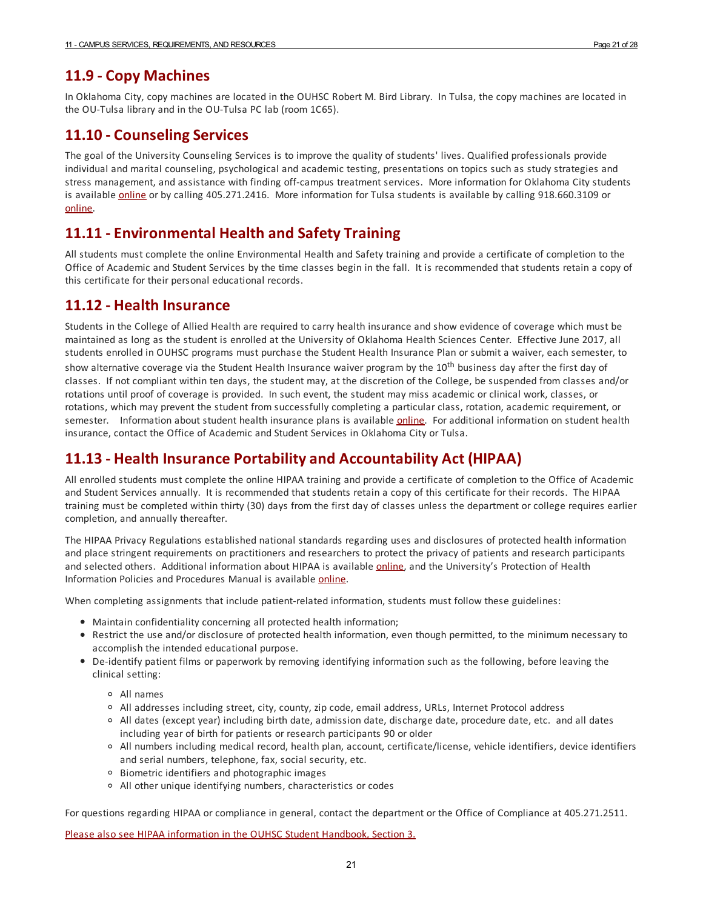## 11.9 - Copy Machines

In Oklahoma City, copy machines are located in the OUHSC Robert M. Bird Library. In Tulsa, the copy machines are located in the OU-Tulsa library and in the OU-Tulsa PC lab (room 1C65).

## 11.10 - Counseling Services

The goal of the University Counseling Services is to improve the quality of students' lives. Qualified professionals provide individual and marital counseling, psychological and academic testing, presentations on topics such as study strategies and stress management, and assistance with finding off-campus treatment services. More information for Oklahoma City students is available online or by calling 405.271.2416. More information for Tulsa students is available by calling 918.660.3109 or online.

## 11.11 - Environmental Health and Safety Training

All students must complete the online Environmental Health and Safety training and provide a certificate of completion to the Office of Academic and Student Services by the time classes begin in the fall. It is recommended that students retain a copy of this certificate for their personal educational records.

## 11.12 - Health Insurance

Students in the College of Allied Health are required to carry health insurance and show evidence of coverage which must be maintained as long as the student is enrolled at the University of Oklahoma Health Sciences Center. Effective June 2017, all students enrolled in OUHSC programs must purchase the Student Health Insurance Plan or submit a waiver, each semester, to show alternative coverage via the Student Health Insurance waiver program by the 10th business day after the first day of classes. If not compliant within ten days, the student may, at the discretion of the College, be suspended from classes and/or rotations until proof of coverage is provided. In such event, the student may miss academic or clinical work, classes, or rotations, which may prevent the student from successfully completing a particular class, rotation, academic requirement, or semester. Information about student health insurance plans is available online. For additional information on student health insurance, contact the Office of Academic and Student Services in Oklahoma City or Tulsa.

## 11.13 - Health Insurance Portability and Accountability Act (HIPAA)

All enrolled students must complete the online HIPAA training and provide a certificate of completion to the Office of Academic and Student Services annually. It is recommended that students retain a copy of this certificate for their records. The HIPAA training must be completed within thirty (30) days from the first day of classes unless the department or college requires earlier completion, and annually thereafter.

The HIPAA Privacy Regulations established national standards regarding uses and disclosures of protected health information and place stringent requirements on practitioners and researchers to protect the privacy of patients and research participants and selected others. Additional information about HIPAA is available online, and the University's Protection of Health Information Policies and Procedures Manual is available online.

When completing assignments that include patient-related information, students must follow these guidelines:

- Maintain confidentiality concerning all protected health information;
- Restrict the use and/or disclosure of protected health information, even though permitted, to the minimum necessary to accomplish the intended educational purpose.
- De-identify patient films or paperwork by removing identifying information such as the following, before leaving the clinical setting:
    - All names
    - All addresses including street, city, county, zip code, email address, URLs, Internet Protocol address
    - All dates (except year) including birth date, admission date, discharge date, procedure date, etc. and all dates including year of birth for patients or research participants 90 or older
    - All numbers including medical record, health plan, account, certificate/license, vehicle identifiers, device identifiers and serial numbers, telephone, fax, social security, etc.
    - Biometric identifiers and photographic images
    - All other unique identifying numbers, characteristics or codes

For questions regarding HIPAA or compliance in general, contact the department or the Office of Compliance at 405.271.2511.

Please also see HIPAA information in the OUHSC Student Handbook, Section 3.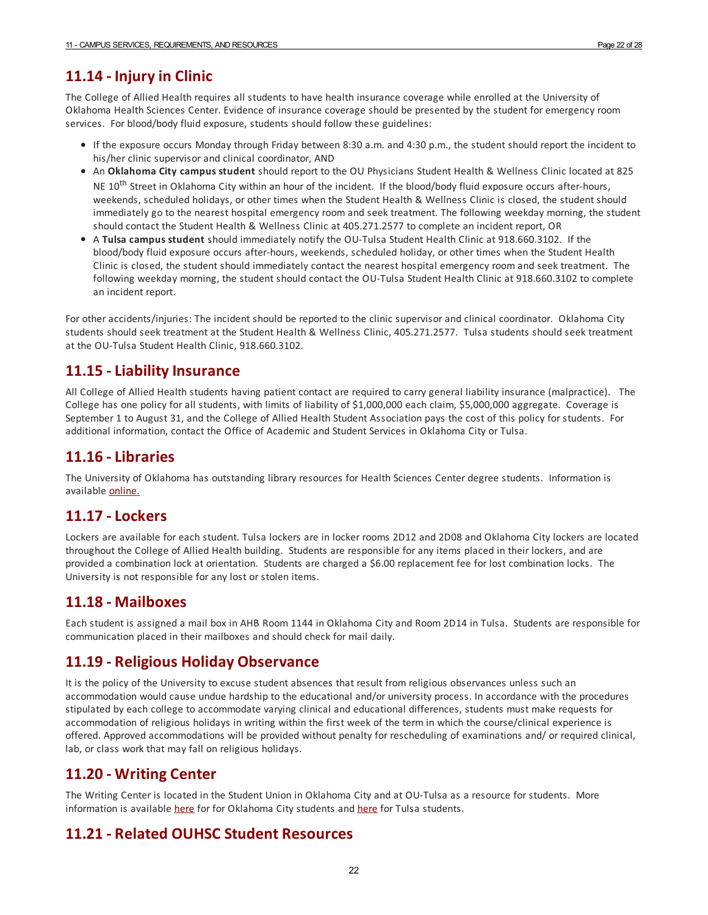## 11.14 - Injury in Clinic

The College of Allied Health requires all students to have health insurance coverage while enrolled at the University of Oklahoma Health Sciences Center. Evidence of insurance coverage should be presented by the student for emergency room services. For blood/body fluid exposure, students should follow these guidelines:

- If the exposure occurs Monday through Friday between 8:30 a.m. and 4:30 p.m., the student should report the incident to his/her clinic supervisor and clinical coordinator, AND
- An **Oklahoma City campus student** should report to the OU Physicians Student Health & Wellness Clinic located at 825 NE 10th Street in Oklahoma City within an hour of the incident. If the blood/body fluid exposure occurs after-hours, weekends, scheduled holidays, or other times when the Student Health & Wellness Clinic is closed, the student should immediately go to the nearest hospital emergency room and seek treatment. The following weekday morning, the student should contact the Student Health & Wellness Clinic at 405.271.2577 to complete an incident report, OR
- A **Tulsa campus student** should immediately notify the OU-Tulsa Student Health Clinic at 918.660.3102. If the blood/body fluid exposure occurs after-hours, weekends, scheduled holiday, or other times when the Student Health Clinic is closed, the student should immediately contact the nearest hospital emergency room and seek treatment. The following weekday morning, the student should contact the OU-Tulsa Student Health Clinic at 918.660.3102 to complete an incident report.

For other accidents/injuries: The incident should be reported to the clinic supervisor and clinical coordinator. Oklahoma City students should seek treatment at the Student Health & Wellness Clinic, 405.271.2577. Tulsa students should seek treatment at the OU-Tulsa Student Health Clinic, 918.660.3102.

## 11.15 - Liability Insurance

All College of Allied Health students having patient contact are required to carry general liability insurance (malpractice). The College has one policy for all students, with limits of liability of $1,000,000 each claim, $5,000,000 aggregate. Coverage is September 1 to August 31, and the College of Allied Health Student Association pays the cost of this policy for students. For additional information, contact the Office of Academic and Student Services in Oklahoma City or Tulsa.

## 11.16 - Libraries

The University of Oklahoma has outstanding library resources for Health Sciences Center degree students. Information is available online.

## 11.17 - Lockers

Lockers are available for each student. Tulsa lockers are in locker rooms 2D12 and 2D08 and Oklahoma City lockers are located throughout the College of Allied Health building. Students are responsible for any items placed in their lockers, and are provided a combination lock at orientation. Students are charged a $6.00 replacement fee for lost combination locks. The University is not responsible for any lost or stolen items.

## 11.18 - Mailboxes

Each student is assigned a mail box in AHB Room 1144 in Oklahoma City and Room 2D14 in Tulsa. Students are responsible for communication placed in their mailboxes and should check for mail daily.

## 11.19 - Religious Holiday Observance

It is the policy of the University to excuse student absences that result from religious observances unless such an accommodation would cause undue hardship to the educational and/or university process. In accordance with the procedures stipulated by each college to accommodate varying clinical and educational differences, students must make requests for accommodation of religious holidays in writing within the first week of the term in which the course/clinical experience is offered. Approved accommodations will be provided without penalty for rescheduling of examinations and/ or required clinical, lab, or class work that may fall on religious holidays.

## 11.20 - Writing Center

The Writing Center is located in the Student Union in Oklahoma City and at OU-Tulsa as a resource for students. More information is available here for for Oklahoma City students and here for Tulsa students.

## 11.21 - Related OUHSC Student Resources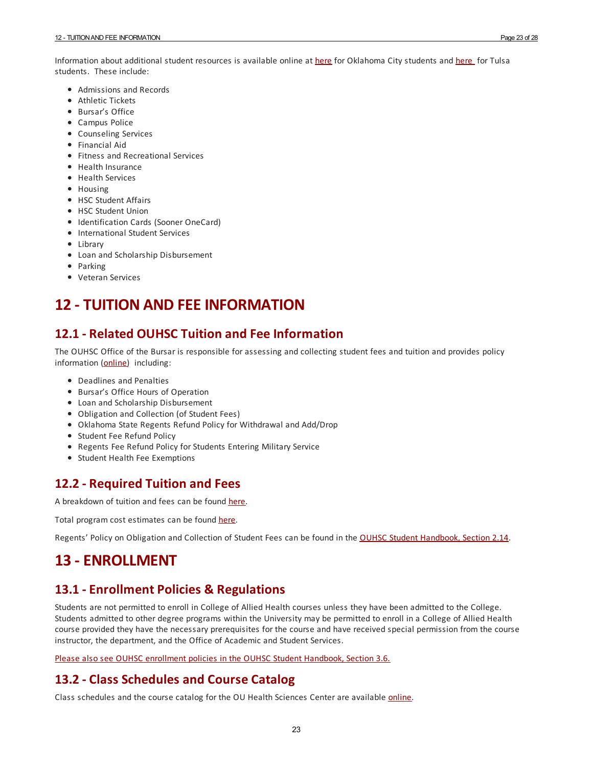Information about additional student resources is available online at here for Oklahoma City students and here for Tulsa students. These include:

- Admissions and Records
- Athletic Tickets
- Bursar's Office
- Campus Police
- Counseling Services
- Financial Aid
- Fitness and Recreational Services
- Health Insurance
- Health Services
- Housing
- HSC Student Affairs
- HSC Student Union
- Identification Cards (Sooner OneCard)
- International Student Services
- Library
- Loan and Scholarship Disbursement
- Parking
- Veteran Services

# 12 - TUITION AND FEE INFORMATION

## 12.1 - Related OUHSC Tuition and Fee Information

The OUHSC Office of the Bursar is responsible for assessing and collecting student fees and tuition and provides policy information (online) including:

- Deadlines and Penalties
- Bursar's Office Hours of Operation
- Loan and Scholarship Disbursement
- Obligation and Collection (of Student Fees)
- Oklahoma State Regents Refund Policy for Withdrawal and Add/Drop
- Student Fee Refund Policy
- Regents Fee Refund Policy for Students Entering Military Service
- Student Health Fee Exemptions

## 12.2 - Required Tuition and Fees

A breakdown of tuition and fees can be found here.

Total program cost estimates can be found here.

Regents' Policy on Obligation and Collection of Student Fees can be found in the OUHSC Student Handbook, Section 2.14.

# 13 - ENROLLMENT

## 13.1 - Enrollment Policies & Regulations

Students are not permitted to enroll in College of Allied Health courses unless they have been admitted to the College. Students admitted to other degree programs within the University may be permitted to enroll in a College of Allied Health course provided they have the necessary prerequisites for the course and have received special permission from the course instructor, the department, and the Office of Academic and Student Services.

Please also see OUHSC enrollment policies in the OUHSC Student Handbook, Section 3.6.

## 13.2 - Class Schedules and Course Catalog

Class schedules and the course catalog for the OU Health Sciences Center are available online.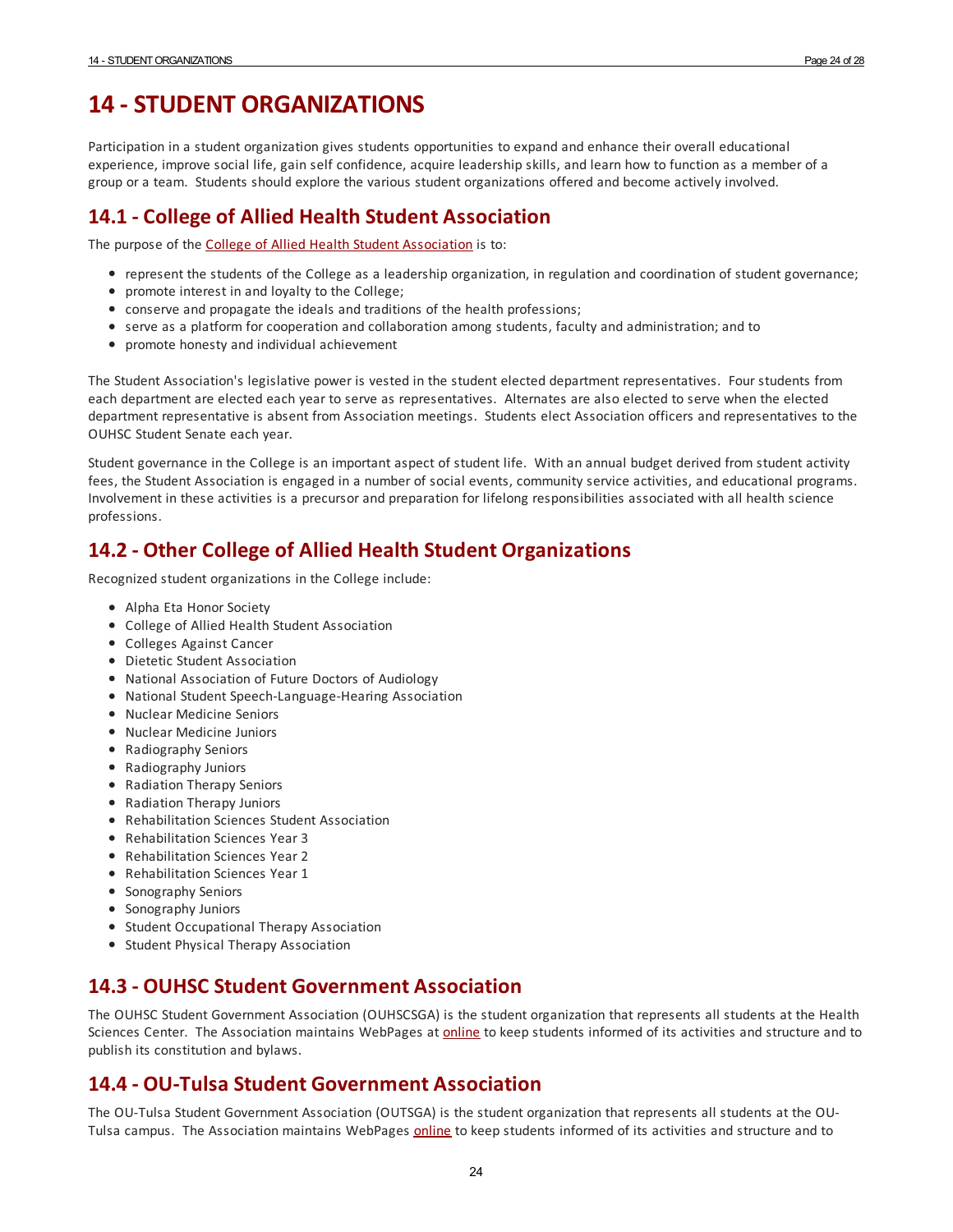# 14 - STUDENT ORGANIZATIONS

Participation in a student organization gives students opportunities to expand and enhance their overall educational experience, improve social life, gain self confidence, acquire leadership skills, and learn how to function as a member of a group or a team. Students should explore the various student organizations offered and become actively involved.

## 14.1 - College of Allied Health Student Association

The purpose of the College of Allied Health Student Association is to:

- represent the students of the College as a leadership organization, in regulation and coordination of student governance;
- promote interest in and loyalty to the College;
- conserve and propagate the ideals and traditions of the health professions;
- serve as a platform for cooperation and collaboration among students, faculty and administration; and to
- promote honesty and individual achievement

The Student Association's legislative power is vested in the student elected department representatives. Four students from each department are elected each year to serve as representatives. Alternates are also elected to serve when the elected department representative is absent from Association meetings. Students elect Association officers and representatives to the OUHSC Student Senate each year.

Student governance in the College is an important aspect of student life. With an annual budget derived from student activity fees, the Student Association is engaged in a number of social events, community service activities, and educational programs. Involvement in these activities is a precursor and preparation for lifelong responsibilities associated with all health science professions.

## 14.2 - Other College of Allied Health Student Organizations

Recognized student organizations in the College include:

- Alpha Eta Honor Society
- College of Allied Health Student Association
- Colleges Against Cancer
- Dietetic Student Association
- National Association of Future Doctors of Audiology
- National Student Speech-Language-Hearing Association
- Nuclear Medicine Seniors
- Nuclear Medicine Juniors
- Radiography Seniors
- Radiography Juniors
- Radiation Therapy Seniors
- Radiation Therapy Juniors
- Rehabilitation Sciences Student Association
- Rehabilitation Sciences Year 3
- Rehabilitation Sciences Year 2
- Rehabilitation Sciences Year 1
- Sonography Seniors
- Sonography Juniors
- Student Occupational Therapy Association
- Student Physical Therapy Association

## 14.3 - OUHSC Student Government Association

The OUHSC Student Government Association (OUHSCSGA) is the student organization that represents all students at the Health Sciences Center. The Association maintains WebPages at online to keep students informed of its activities and structure and to publish its constitution and bylaws.

## 14.4 - OU-Tulsa Student Government Association

The OU-Tulsa Student Government Association (OUTSGA) is the student organization that represents all students at the OU-Tulsa campus. The Association maintains WebPages online to keep students informed of its activities and structure and to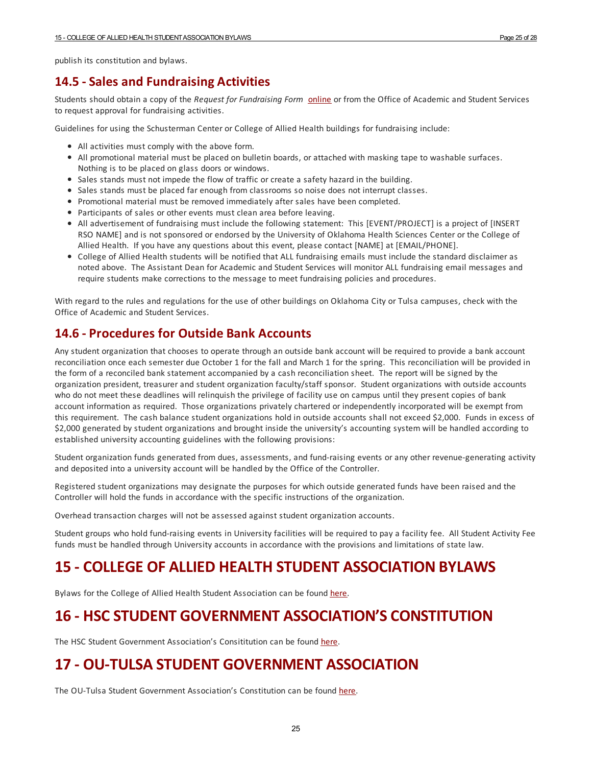publish its constitution and bylaws.

## 14.5 - Sales and Fundraising Activities

Students should obtain a copy of the *Request for Fundraising Form* online or from the Office of Academic and Student Services to request approval for fundraising activities.

Guidelines for using the Schusterman Center or College of Allied Health buildings for fundraising include:

- All activities must comply with the above form.
- All promotional material must be placed on bulletin boards, or attached with masking tape to washable surfaces. Nothing is to be placed on glass doors or windows.
- Sales stands must not impede the flow of traffic or create a safety hazard in the building.
- Sales stands must be placed far enough from classrooms so noise does not interrupt classes.
- Promotional material must be removed immediately after sales have been completed.
- Participants of sales or other events must clean area before leaving.
- All advertisement of fundraising must include the following statement: This [EVENT/PROJECT] is a project of [INSERT RSO NAME] and is not sponsored or endorsed by the University of Oklahoma Health Sciences Center or the College of Allied Health. If you have any questions about this event, please contact [NAME] at [EMAIL/PHONE].
- College of Allied Health students will be notified that ALL fundraising emails must include the standard disclaimer as noted above. The Assistant Dean for Academic and Student Services will monitor ALL fundraising email messages and require students make corrections to the message to meet fundraising policies and procedures.

With regard to the rules and regulations for the use of other buildings on Oklahoma City or Tulsa campuses, check with the Office of Academic and Student Services.

## 14.6 - Procedures for Outside Bank Accounts

Any student organization that chooses to operate through an outside bank account will be required to provide a bank account reconciliation once each semester due October 1 for the fall and March 1 for the spring. This reconciliation will be provided in the form of a reconciled bank statement accompanied by a cash reconciliation sheet. The report will be signed by the organization president, treasurer and student organization faculty/staff sponsor. Student organizations with outside accounts who do not meet these deadlines will relinquish the privilege of facility use on campus until they present copies of bank account information as required. Those organizations privately chartered or independently incorporated will be exempt from this requirement. The cash balance student organizations hold in outside accounts shall not exceed $2,000. Funds in excess of $2,000 generated by student organizations and brought inside the university's accounting system will be handled according to established university accounting guidelines with the following provisions:

Student organization funds generated from dues, assessments, and fund-raising events or any other revenue-generating activity and deposited into a university account will be handled by the Office of the Controller.

Registered student organizations may designate the purposes for which outside generated funds have been raised and the Controller will hold the funds in accordance with the specific instructions of the organization.

Overhead transaction charges will not be assessed against student organization accounts.

Student groups who hold fund-raising events in University facilities will be required to pay a facility fee. All Student Activity Fee funds must be handled through University accounts in accordance with the provisions and limitations of state law.

# 15 - COLLEGE OF ALLIED HEALTH STUDENT ASSOCIATION BYLAWS

Bylaws for the College of Allied Health Student Association can be found here.

# 16 - HSC STUDENT GOVERNMENT ASSOCIATION'S CONSTITUTION

The HSC Student Government Association's Consititution can be found here.

# 17 - OU-TULSA STUDENT GOVERNMENT ASSOCIATION

The OU-Tulsa Student Government Association's Constitution can be found here.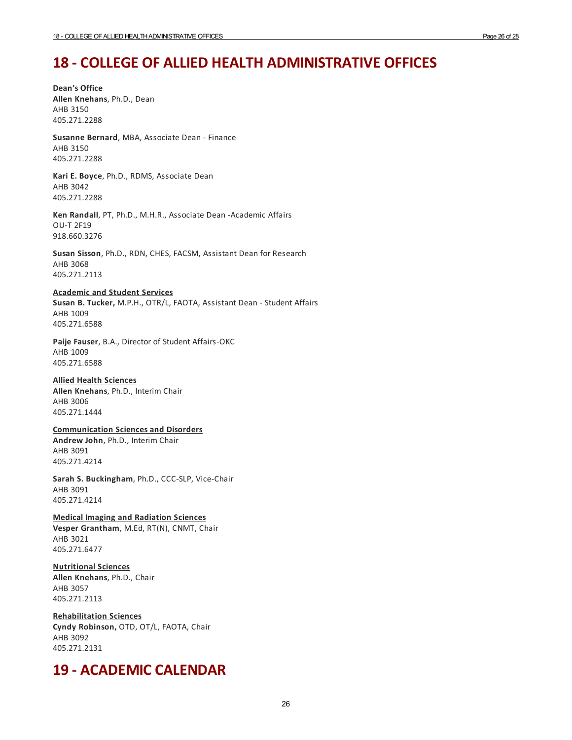# 18 - COLLEGE OF ALLIED HEALTH ADMINISTRATIVE OFFICES

**Dean's Office**

**Allen Knehans**, Ph.D., Dean
AHB 3150
405.271.2288

**Susanne Bernard**, MBA, Associate Dean - Finance
AHB 3150
405.271.2288

**Kari E. Boyce**, Ph.D., RDMS, Associate Dean
AHB 3042
405.271.2288

**Ken Randall**, PT, Ph.D., M.H.R., Associate Dean -Academic Affairs
OU-T 2F19
918.660.3276

**Susan Sisson**, Ph.D., RDN, CHES, FACSM, Assistant Dean for Research
AHB 3068
405.271.2113

**Academic and Student Services**

**Susan B. Tucker,** M.P.H., OTR/L, FAOTA, Assistant Dean - Student Affairs
AHB 1009
405.271.6588

**Paije Fauser**, B.A., Director of Student Affairs-OKC
AHB 1009
405.271.6588

**Allied Health Sciences**

**Allen Knehans**, Ph.D., Interim Chair
AHB 3006
405.271.1444

**Communication Sciences and Disorders**

**Andrew John**, Ph.D., Interim Chair
AHB 3091
405.271.4214

**Sarah S. Buckingham**, Ph.D., CCC-SLP, Vice-Chair
AHB 3091
405.271.4214

**Medical Imaging and Radiation Sciences**

**Vesper Grantham**, M.Ed, RT(N), CNMT, Chair
AHB 3021
405.271.6477

**Nutritional Sciences**

**Allen Knehans**, Ph.D., Chair
AHB 3057
405.271.2113

**Rehabilitation Sciences**

**Cyndy Robinson,** OTD, OT/L, FAOTA, Chair
AHB 3092
405.271.2131

# 19 - ACADEMIC CALENDAR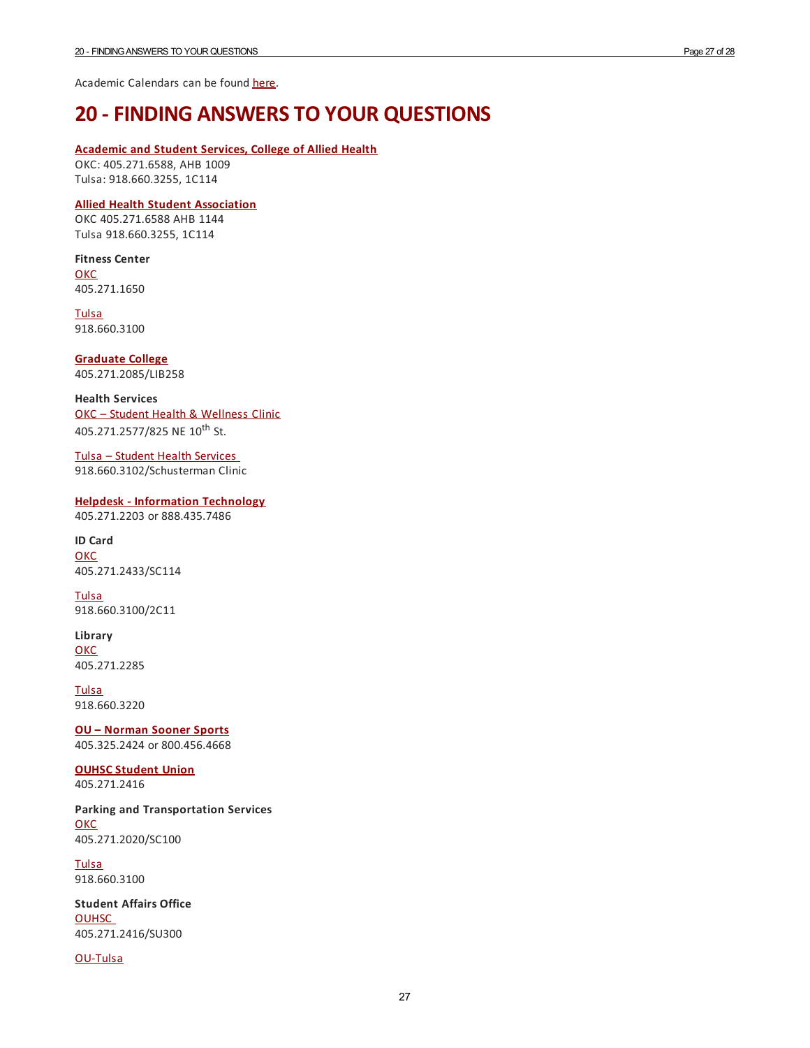Academic Calendars can be found here.

# 20 - FINDING ANSWERS TO YOUR QUESTIONS

**Academic and Student Services, College of Allied Health**
OKC: 405.271.6588, AHB 1009
Tulsa: 918.660.3255, 1C114

**Allied Health Student Association**
OKC 405.271.6588 AHB 1144
Tulsa 918.660.3255, 1C114

**Fitness Center**
OKC
405.271.1650

Tulsa
918.660.3100

**Graduate College**
405.271.2085/LIB258

**Health Services**
OKC – Student Health & Wellness Clinic
405.271.2577/825 NE 10th St.

Tulsa – Student Health Services
918.660.3102/Schusterman Clinic

**Helpdesk - Information Technology**
405.271.2203 or 888.435.7486

**ID Card**
OKC
405.271.2433/SC114

Tulsa
918.660.3100/2C11

**Library**
OKC
405.271.2285

Tulsa
918.660.3220

**OU – Norman Sooner Sports**
405.325.2424 or 800.456.4668

**OUHSC Student Union**
405.271.2416

**Parking and Transportation Services**
OKC
405.271.2020/SC100

Tulsa
918.660.3100

**Student Affairs Office**
OUHSC
405.271.2416/SU300

OU-Tulsa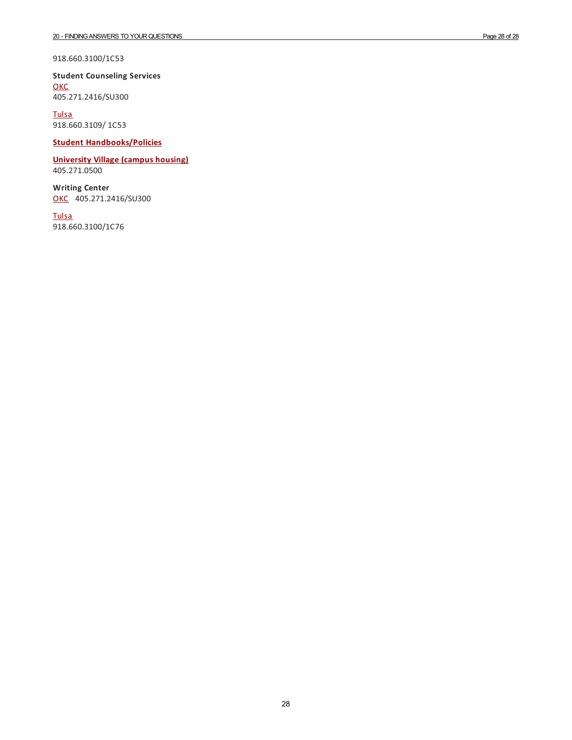918.660.3100/1C53

**Student Counseling Services**
OKC
405.271.2416/SU300

Tulsa
918.660.3109/ 1C53

**Student Handbooks/Policies**

**University Village (campus housing)**
405.271.0500

**Writing Center**
OKC 405.271.2416/SU300

Tulsa
918.660.3100/1C76